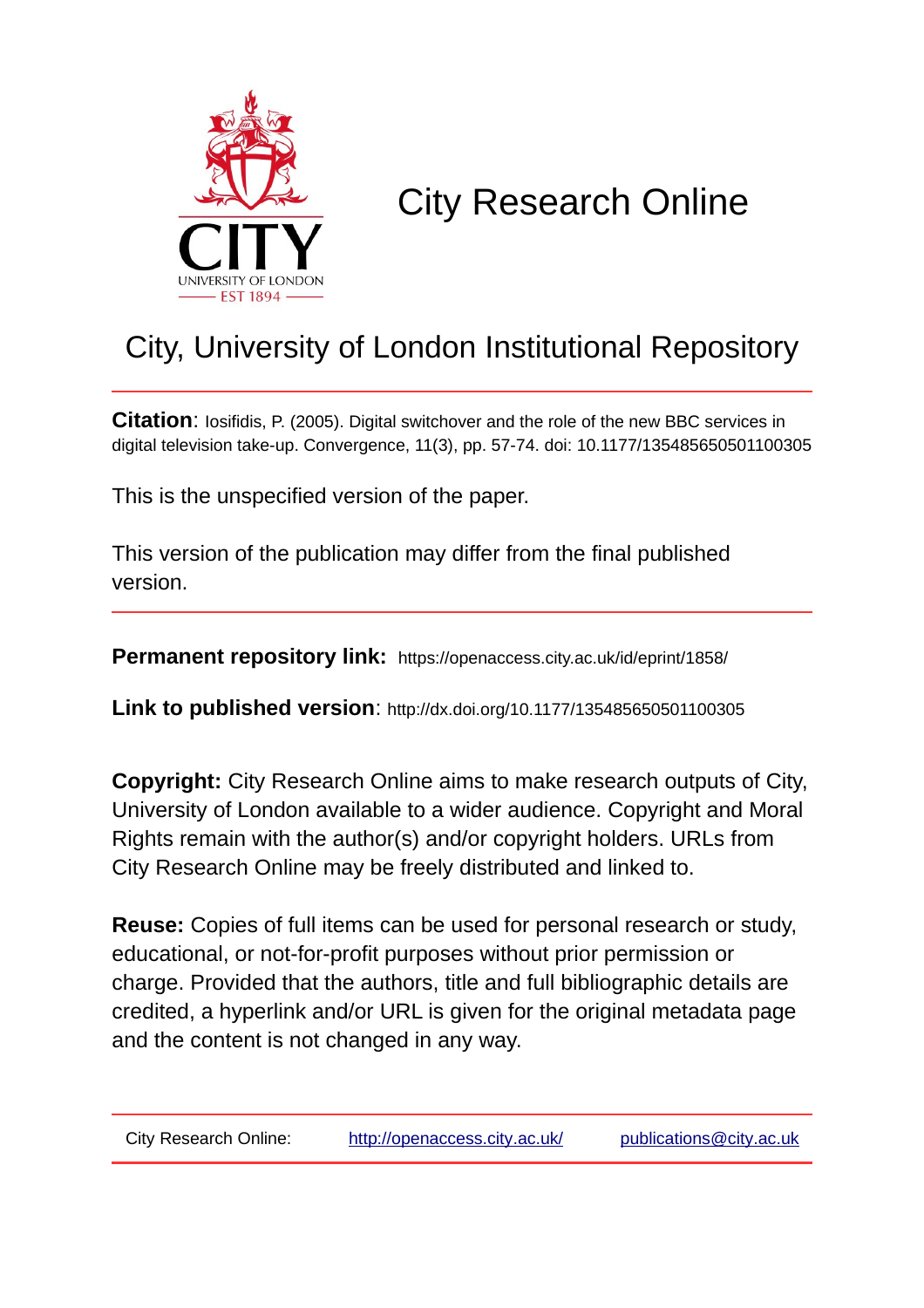# City Research Online

## City, University of London Institutional Repository

**Citation**: Iosifidis, P. (2005). Digital switchover and the role of the new BBC services in digital television take-up. Convergence, 11(3), pp. 57-74. doi: 10.1177/135485650501100305

This is the unspecified version of the paper.

This version of the publication may differ from the final published version.

**Permanent repository link:** https://openaccess.city.ac.uk/id/eprint/1858/

**Link to published version**: http://dx.doi.org/10.1177/135485650501100305

**Copyright:** City Research Online aims to make research outputs of City, University of London available to a wider audience. Copyright and Moral Rights remain with the author(s) and/or copyright holders. URLs from City Research Online may be freely distributed and linked to.

**Reuse:** Copies of full items can be used for personal research or study, educational, or not-for-profit purposes without prior permission or charge. Provided that the authors, title and full bibliographic details are credited, a hyperlink and/or URL is given for the original metadata page and the content is not changed in any way.

City Research Online: http://openaccess.city.ac.uk/ publications@city.ac.uk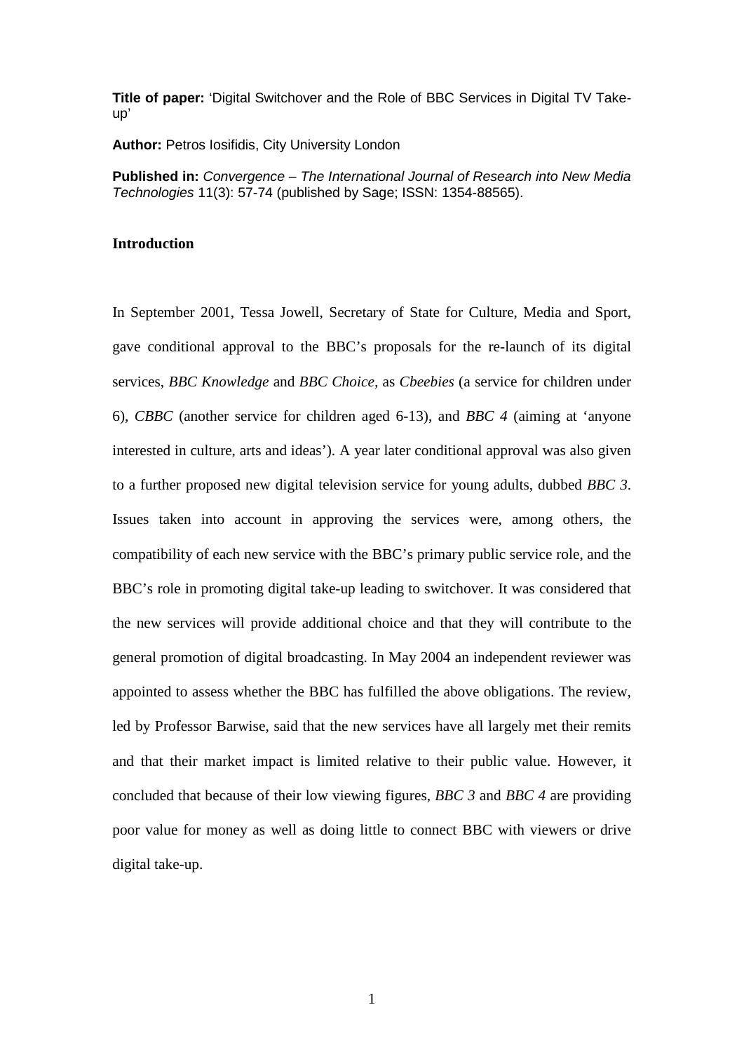**Title of paper:** 'Digital Switchover and the Role of BBC Services in Digital TV Take-up'

**Author:** Petros Iosifidis, City University London

**Published in:** *Convergence – The International Journal of Research into New Media Technologies* 11(3): 57-74 (published by Sage; ISSN: 1354-88565).

## Introduction

In September 2001, Tessa Jowell, Secretary of State for Culture, Media and Sport, gave conditional approval to the BBC's proposals for the re-launch of its digital services, *BBC Knowledge* and *BBC Choice,* as *Cbeebies* (a service for children under 6), *CBBC* (another service for children aged 6-13), and *BBC 4* (aiming at 'anyone interested in culture, arts and ideas'). A year later conditional approval was also given to a further proposed new digital television service for young adults, dubbed *BBC 3*. Issues taken into account in approving the services were, among others, the compatibility of each new service with the BBC's primary public service role, and the BBC's role in promoting digital take-up leading to switchover. It was considered that the new services will provide additional choice and that they will contribute to the general promotion of digital broadcasting. In May 2004 an independent reviewer was appointed to assess whether the BBC has fulfilled the above obligations. The review, led by Professor Barwise, said that the new services have all largely met their remits and that their market impact is limited relative to their public value. However, it concluded that because of their low viewing figures, *BBC 3* and *BBC 4* are providing poor value for money as well as doing little to connect BBC with viewers or drive digital take-up.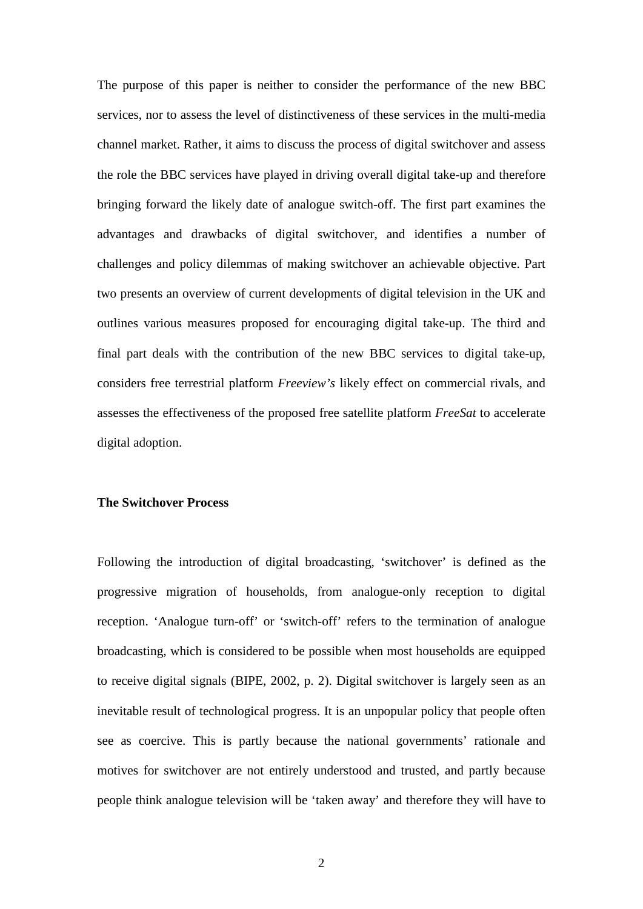The purpose of this paper is neither to consider the performance of the new BBC services, nor to assess the level of distinctiveness of these services in the multi-media channel market. Rather, it aims to discuss the process of digital switchover and assess the role the BBC services have played in driving overall digital take-up and therefore bringing forward the likely date of analogue switch-off. The first part examines the advantages and drawbacks of digital switchover, and identifies a number of challenges and policy dilemmas of making switchover an achievable objective. Part two presents an overview of current developments of digital television in the UK and outlines various measures proposed for encouraging digital take-up. The third and final part deals with the contribution of the new BBC services to digital take-up, considers free terrestrial platform *Freeview's* likely effect on commercial rivals, and assesses the effectiveness of the proposed free satellite platform *FreeSat* to accelerate digital adoption.

**The Switchover Process**

Following the introduction of digital broadcasting, 'switchover' is defined as the progressive migration of households, from analogue-only reception to digital reception. 'Analogue turn-off' or 'switch-off' refers to the termination of analogue broadcasting, which is considered to be possible when most households are equipped to receive digital signals (BIPE, 2002, p. 2). Digital switchover is largely seen as an inevitable result of technological progress. It is an unpopular policy that people often see as coercive. This is partly because the national governments' rationale and motives for switchover are not entirely understood and trusted, and partly because people think analogue television will be 'taken away' and therefore they will have to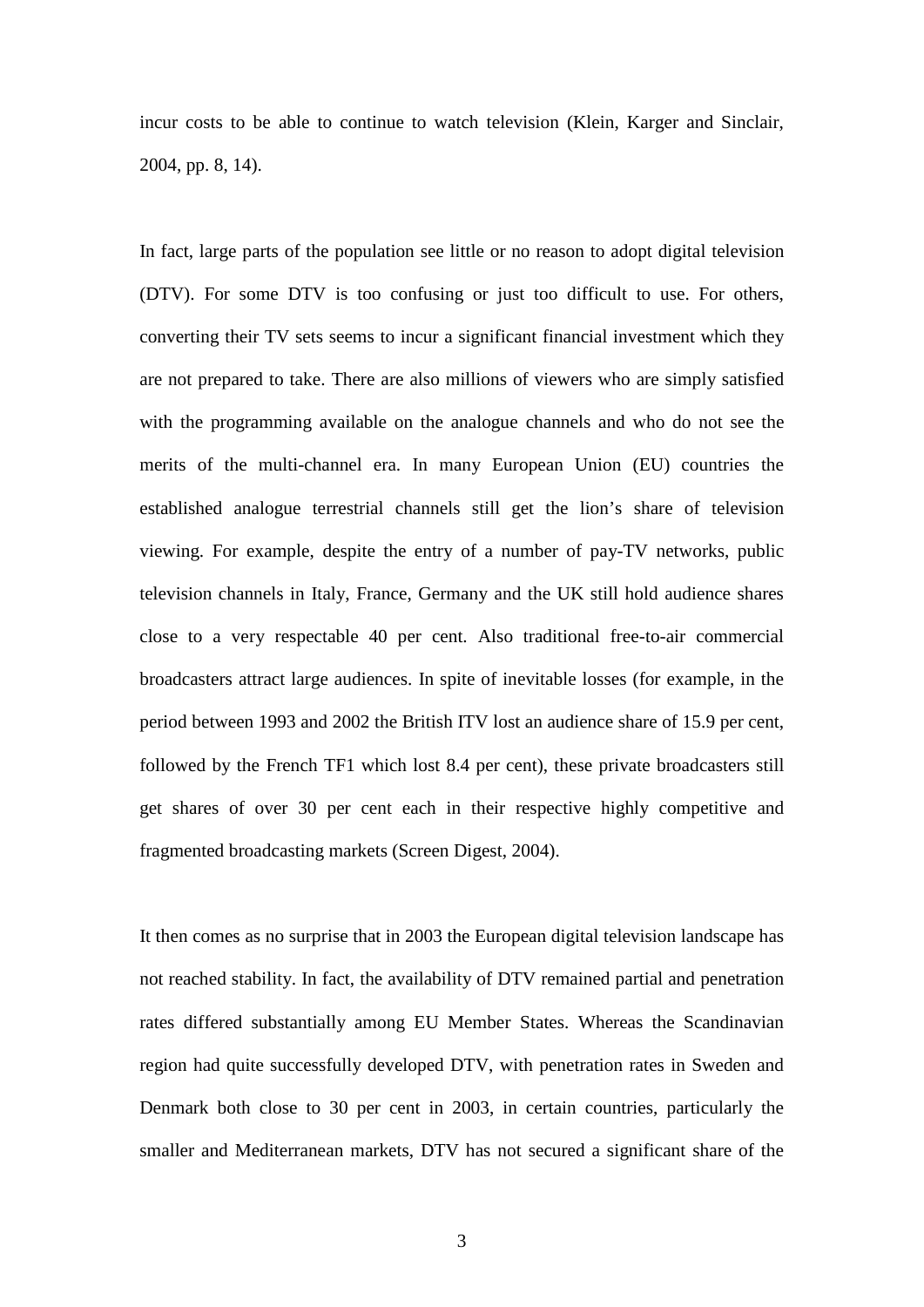incur costs to be able to continue to watch television (Klein, Karger and Sinclair, 2004, pp. 8, 14).

In fact, large parts of the population see little or no reason to adopt digital television (DTV). For some DTV is too confusing or just too difficult to use. For others, converting their TV sets seems to incur a significant financial investment which they are not prepared to take. There are also millions of viewers who are simply satisfied with the programming available on the analogue channels and who do not see the merits of the multi-channel era. In many European Union (EU) countries the established analogue terrestrial channels still get the lion's share of television viewing. For example, despite the entry of a number of pay-TV networks, public television channels in Italy, France, Germany and the UK still hold audience shares close to a very respectable 40 per cent. Also traditional free-to-air commercial broadcasters attract large audiences. In spite of inevitable losses (for example, in the period between 1993 and 2002 the British ITV lost an audience share of 15.9 per cent, followed by the French TF1 which lost 8.4 per cent), these private broadcasters still get shares of over 30 per cent each in their respective highly competitive and fragmented broadcasting markets (Screen Digest, 2004).

It then comes as no surprise that in 2003 the European digital television landscape has not reached stability. In fact, the availability of DTV remained partial and penetration rates differed substantially among EU Member States. Whereas the Scandinavian region had quite successfully developed DTV, with penetration rates in Sweden and Denmark both close to 30 per cent in 2003, in certain countries, particularly the smaller and Mediterranean markets, DTV has not secured a significant share of the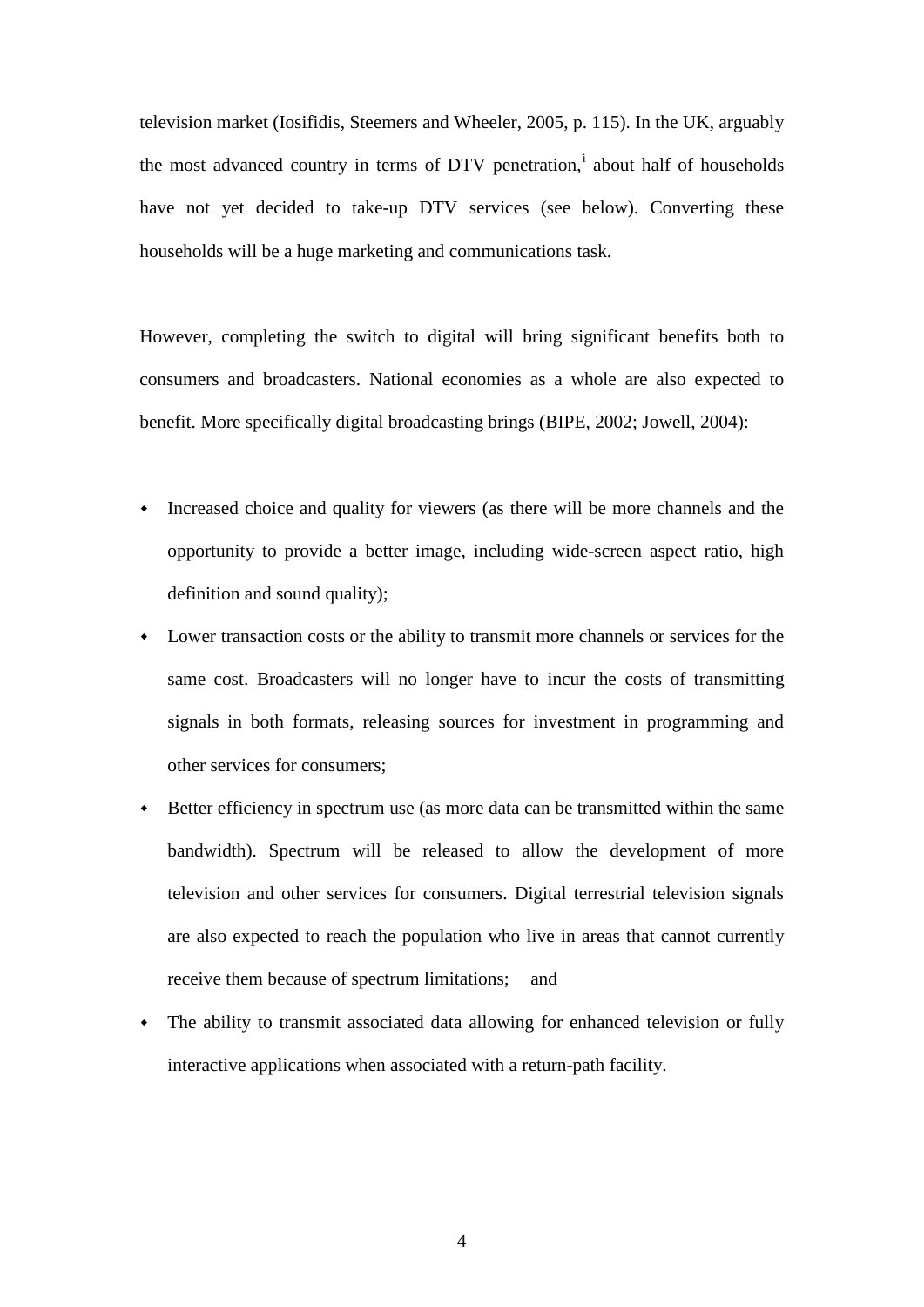television market (Iosifidis, Steemers and Wheeler, 2005, p. 115). In the UK, arguably the most advanced country in terms of DTV penetration,[i] about half of households have not yet decided to take-up DTV services (see below). Converting these households will be a huge marketing and communications task.

However, completing the switch to digital will bring significant benefits both to consumers and broadcasters. National economies as a whole are also expected to benefit. More specifically digital broadcasting brings (BIPE, 2002; Jowell, 2004):

- Increased choice and quality for viewers (as there will be more channels and the opportunity to provide a better image, including wide-screen aspect ratio, high definition and sound quality);
- Lower transaction costs or the ability to transmit more channels or services for the same cost. Broadcasters will no longer have to incur the costs of transmitting signals in both formats, releasing sources for investment in programming and other services for consumers;
- Better efficiency in spectrum use (as more data can be transmitted within the same bandwidth). Spectrum will be released to allow the development of more television and other services for consumers. Digital terrestrial television signals are also expected to reach the population who live in areas that cannot currently receive them because of spectrum limitations; and
- The ability to transmit associated data allowing for enhanced television or fully interactive applications when associated with a return-path facility.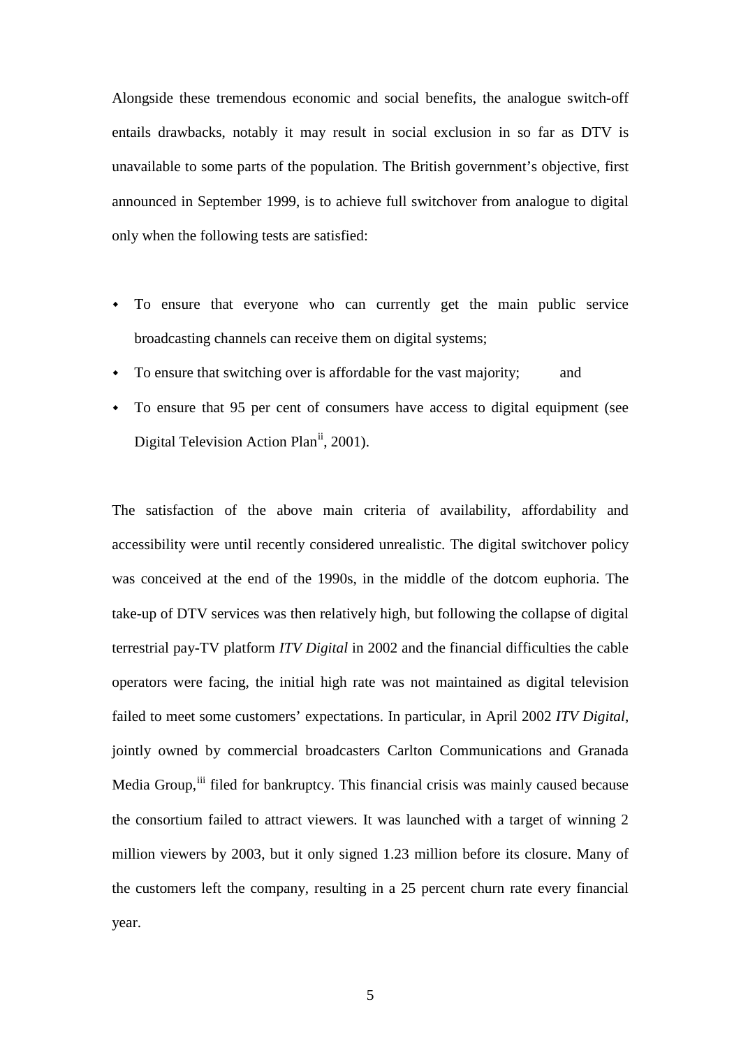Alongside these tremendous economic and social benefits, the analogue switch-off entails drawbacks, notably it may result in social exclusion in so far as DTV is unavailable to some parts of the population. The British government's objective, first announced in September 1999, is to achieve full switchover from analogue to digital only when the following tests are satisfied:

- To ensure that everyone who can currently get the main public service broadcasting channels can receive them on digital systems;
- To ensure that switching over is affordable for the vast majority; and
- To ensure that 95 per cent of consumers have access to digital equipment (see Digital Television Action Plan[ii], 2001).

The satisfaction of the above main criteria of availability, affordability and accessibility were until recently considered unrealistic. The digital switchover policy was conceived at the end of the 1990s, in the middle of the dotcom euphoria. The take-up of DTV services was then relatively high, but following the collapse of digital terrestrial pay-TV platform *ITV Digital* in 2002 and the financial difficulties the cable operators were facing, the initial high rate was not maintained as digital television failed to meet some customers' expectations. In particular, in April 2002 *ITV Digital*, jointly owned by commercial broadcasters Carlton Communications and Granada Media Group,[iii] filed for bankruptcy. This financial crisis was mainly caused because the consortium failed to attract viewers. It was launched with a target of winning 2 million viewers by 2003, but it only signed 1.23 million before its closure. Many of the customers left the company, resulting in a 25 percent churn rate every financial year.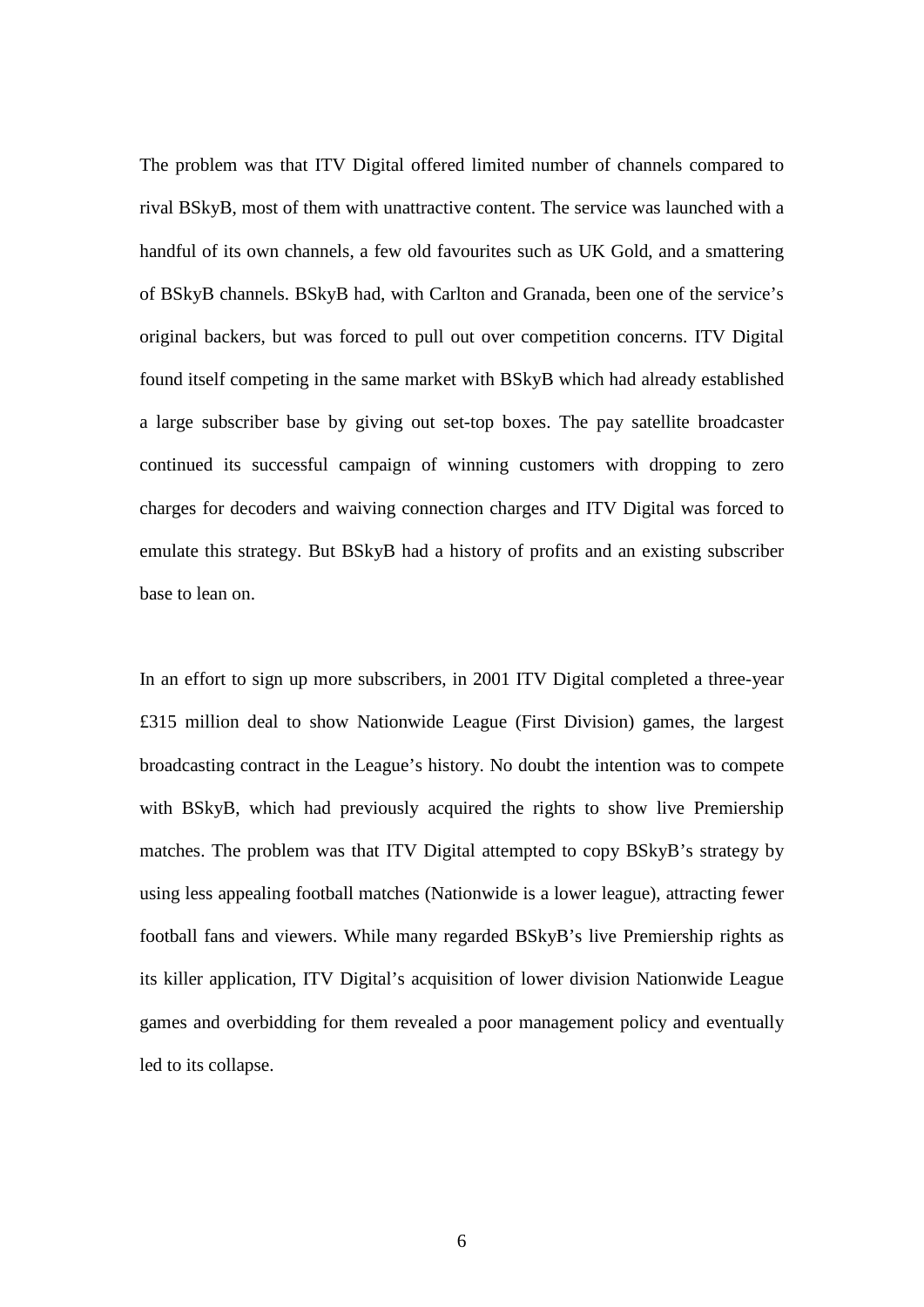The problem was that ITV Digital offered limited number of channels compared to rival BSkyB, most of them with unattractive content. The service was launched with a handful of its own channels, a few old favourites such as UK Gold, and a smattering of BSkyB channels. BSkyB had, with Carlton and Granada, been one of the service's original backers, but was forced to pull out over competition concerns. ITV Digital found itself competing in the same market with BSkyB which had already established a large subscriber base by giving out set-top boxes. The pay satellite broadcaster continued its successful campaign of winning customers with dropping to zero charges for decoders and waiving connection charges and ITV Digital was forced to emulate this strategy. But BSkyB had a history of profits and an existing subscriber base to lean on.

In an effort to sign up more subscribers, in 2001 ITV Digital completed a three-year £315 million deal to show Nationwide League (First Division) games, the largest broadcasting contract in the League's history. No doubt the intention was to compete with BSkyB, which had previously acquired the rights to show live Premiership matches. The problem was that ITV Digital attempted to copy BSkyB's strategy by using less appealing football matches (Nationwide is a lower league), attracting fewer football fans and viewers. While many regarded BSkyB's live Premiership rights as its killer application, ITV Digital's acquisition of lower division Nationwide League games and overbidding for them revealed a poor management policy and eventually led to its collapse.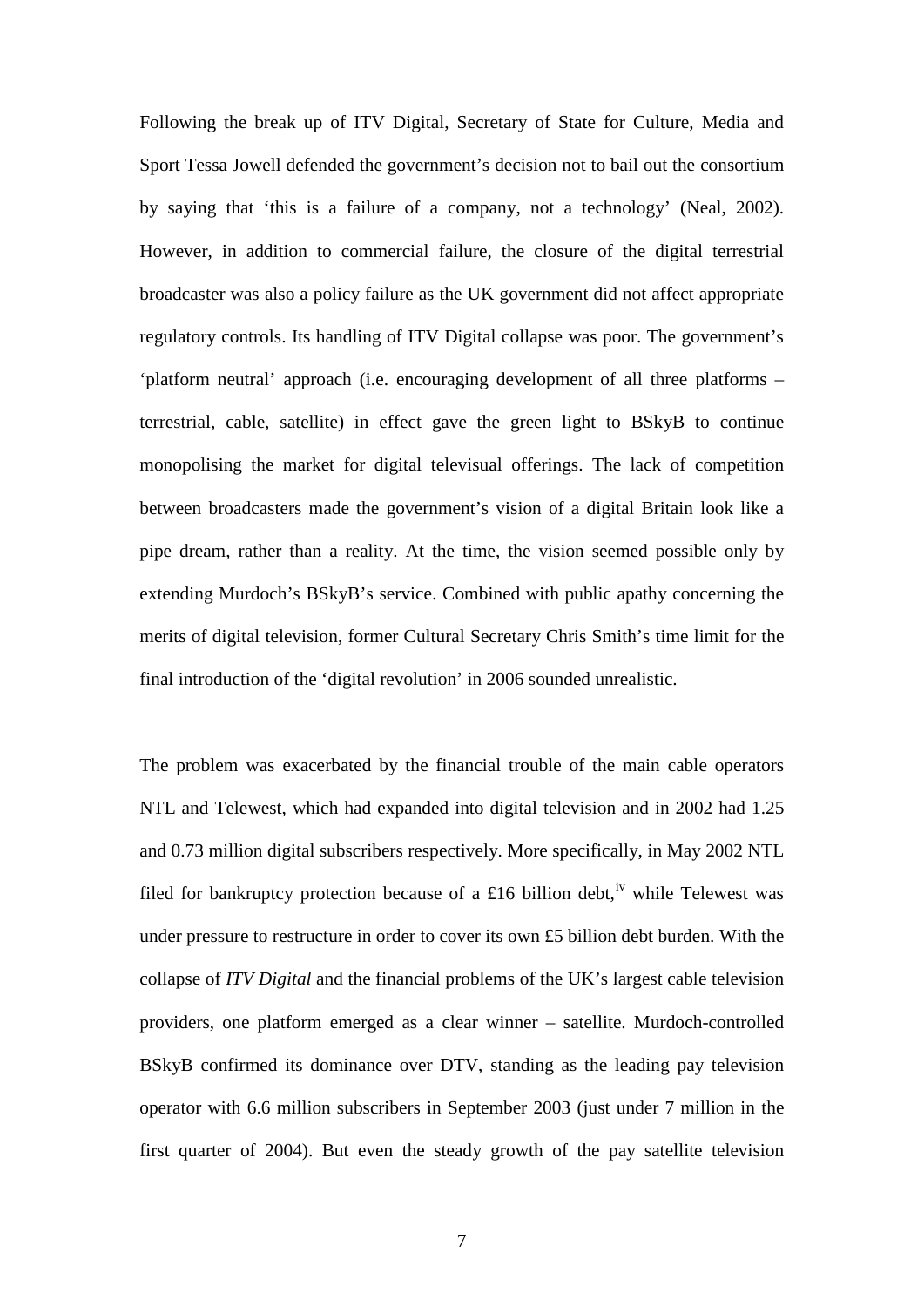Following the break up of ITV Digital, Secretary of State for Culture, Media and Sport Tessa Jowell defended the government's decision not to bail out the consortium by saying that 'this is a failure of a company, not a technology' (Neal, 2002). However, in addition to commercial failure, the closure of the digital terrestrial broadcaster was also a policy failure as the UK government did not affect appropriate regulatory controls. Its handling of ITV Digital collapse was poor. The government's 'platform neutral' approach (i.e. encouraging development of all three platforms – terrestrial, cable, satellite) in effect gave the green light to BSkyB to continue monopolising the market for digital televisual offerings. The lack of competition between broadcasters made the government's vision of a digital Britain look like a pipe dream, rather than a reality. At the time, the vision seemed possible only by extending Murdoch's BSkyB's service. Combined with public apathy concerning the merits of digital television, former Cultural Secretary Chris Smith's time limit for the final introduction of the 'digital revolution' in 2006 sounded unrealistic.

The problem was exacerbated by the financial trouble of the main cable operators NTL and Telewest, which had expanded into digital television and in 2002 had 1.25 and 0.73 million digital subscribers respectively. More specifically, in May 2002 NTL filed for bankruptcy protection because of a £16 billion debt,[iv] while Telewest was under pressure to restructure in order to cover its own £5 billion debt burden. With the collapse of *ITV Digital* and the financial problems of the UK's largest cable television providers, one platform emerged as a clear winner – satellite. Murdoch-controlled BSkyB confirmed its dominance over DTV, standing as the leading pay television operator with 6.6 million subscribers in September 2003 (just under 7 million in the first quarter of 2004). But even the steady growth of the pay satellite television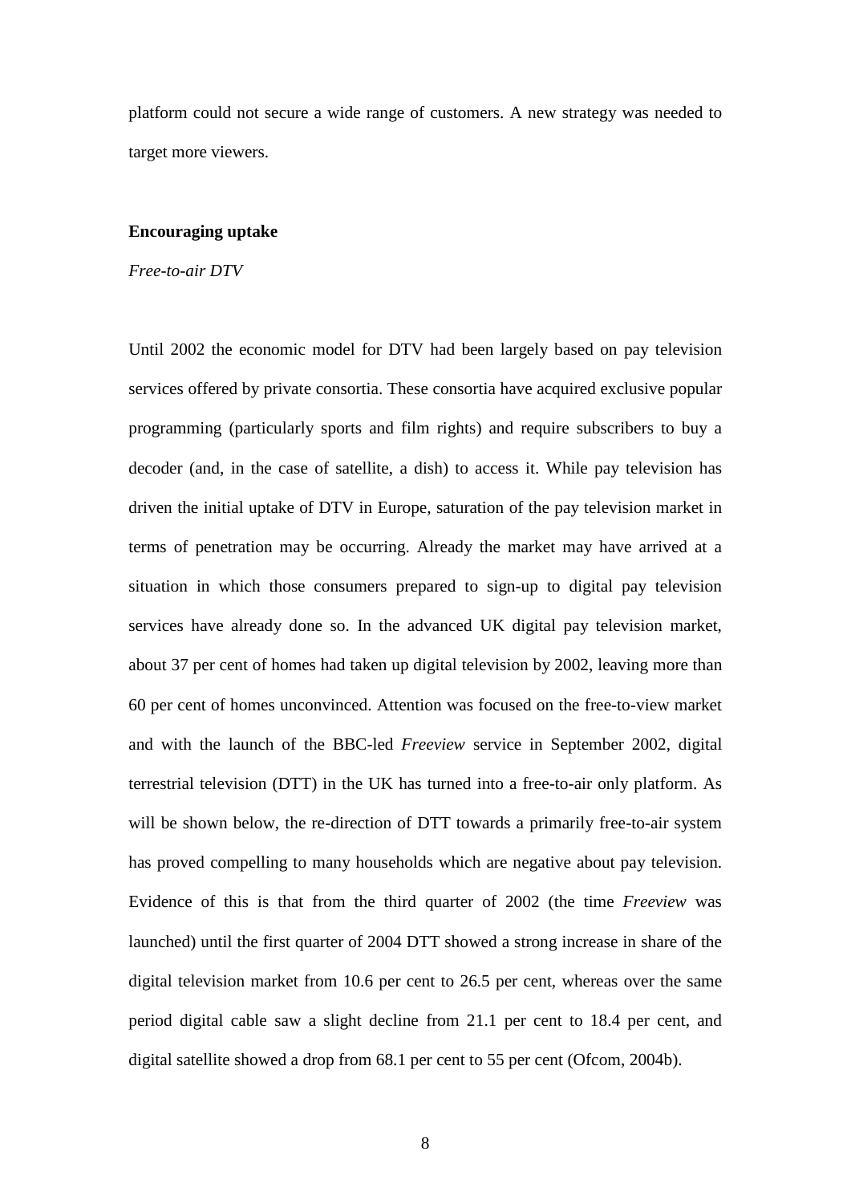platform could not secure a wide range of customers. A new strategy was needed to target more viewers.

## Encouraging uptake

### *Free-to-air DTV*

Until 2002 the economic model for DTV had been largely based on pay television services offered by private consortia. These consortia have acquired exclusive popular programming (particularly sports and film rights) and require subscribers to buy a decoder (and, in the case of satellite, a dish) to access it. While pay television has driven the initial uptake of DTV in Europe, saturation of the pay television market in terms of penetration may be occurring. Already the market may have arrived at a situation in which those consumers prepared to sign-up to digital pay television services have already done so. In the advanced UK digital pay television market, about 37 per cent of homes had taken up digital television by 2002, leaving more than 60 per cent of homes unconvinced. Attention was focused on the free-to-view market and with the launch of the BBC-led *Freeview* service in September 2002, digital terrestrial television (DTT) in the UK has turned into a free-to-air only platform. As will be shown below, the re-direction of DTT towards a primarily free-to-air system has proved compelling to many households which are negative about pay television. Evidence of this is that from the third quarter of 2002 (the time *Freeview* was launched) until the first quarter of 2004 DTT showed a strong increase in share of the digital television market from 10.6 per cent to 26.5 per cent, whereas over the same period digital cable saw a slight decline from 21.1 per cent to 18.4 per cent, and digital satellite showed a drop from 68.1 per cent to 55 per cent (Ofcom, 2004b).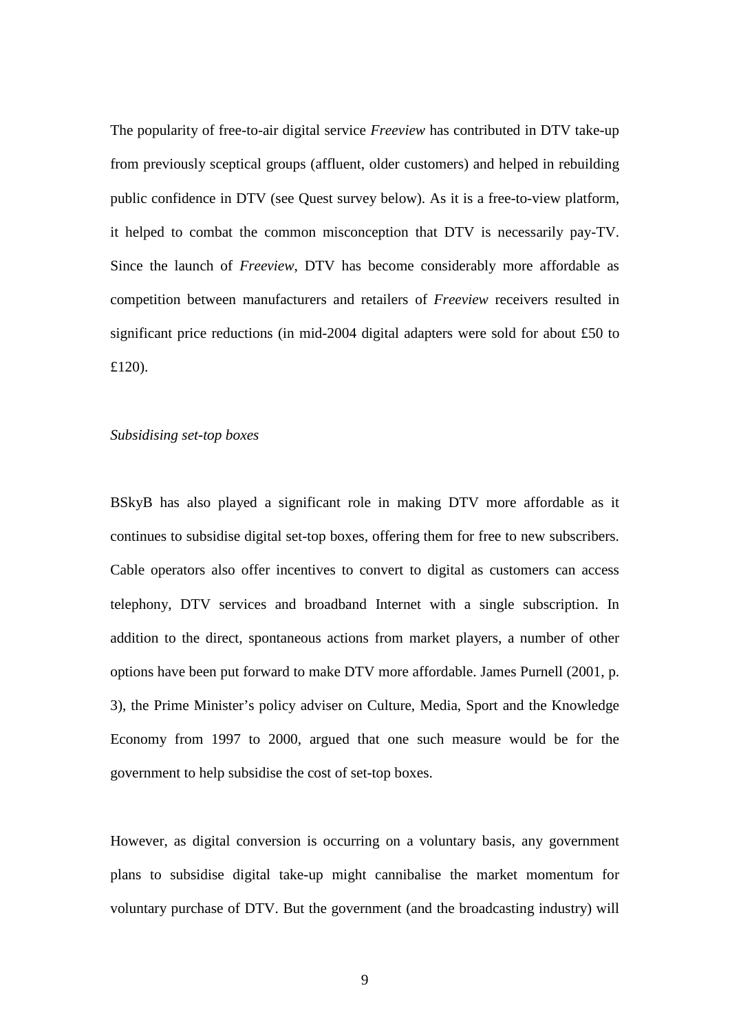The popularity of free-to-air digital service *Freeview* has contributed in DTV take-up from previously sceptical groups (affluent, older customers) and helped in rebuilding public confidence in DTV (see Quest survey below). As it is a free-to-view platform, it helped to combat the common misconception that DTV is necessarily pay-TV. Since the launch of *Freeview*, DTV has become considerably more affordable as competition between manufacturers and retailers of *Freeview* receivers resulted in significant price reductions (in mid-2004 digital adapters were sold for about £50 to £120).

*Subsidising set-top boxes*

BSkyB has also played a significant role in making DTV more affordable as it continues to subsidise digital set-top boxes, offering them for free to new subscribers. Cable operators also offer incentives to convert to digital as customers can access telephony, DTV services and broadband Internet with a single subscription. In addition to the direct, spontaneous actions from market players, a number of other options have been put forward to make DTV more affordable. James Purnell (2001, p. 3), the Prime Minister's policy adviser on Culture, Media, Sport and the Knowledge Economy from 1997 to 2000, argued that one such measure would be for the government to help subsidise the cost of set-top boxes.

However, as digital conversion is occurring on a voluntary basis, any government plans to subsidise digital take-up might cannibalise the market momentum for voluntary purchase of DTV. But the government (and the broadcasting industry) will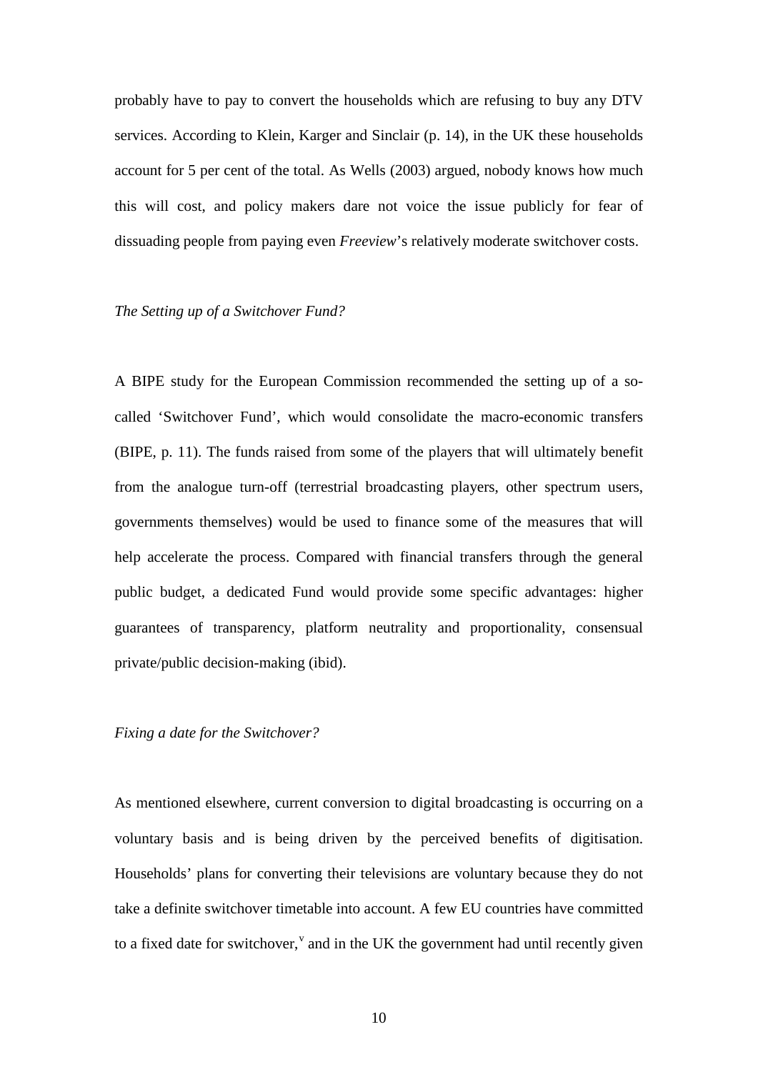probably have to pay to convert the households which are refusing to buy any DTV services. According to Klein, Karger and Sinclair (p. 14), in the UK these households account for 5 per cent of the total. As Wells (2003) argued, nobody knows how much this will cost, and policy makers dare not voice the issue publicly for fear of dissuading people from paying even *Freeview*'s relatively moderate switchover costs.

*The Setting up of a Switchover Fund?*

A BIPE study for the European Commission recommended the setting up of a so-called 'Switchover Fund', which would consolidate the macro-economic transfers (BIPE, p. 11). The funds raised from some of the players that will ultimately benefit from the analogue turn-off (terrestrial broadcasting players, other spectrum users, governments themselves) would be used to finance some of the measures that will help accelerate the process. Compared with financial transfers through the general public budget, a dedicated Fund would provide some specific advantages: higher guarantees of transparency, platform neutrality and proportionality, consensual private/public decision-making (ibid).

*Fixing a date for the Switchover?*

As mentioned elsewhere, current conversion to digital broadcasting is occurring on a voluntary basis and is being driven by the perceived benefits of digitisation. Households' plans for converting their televisions are voluntary because they do not take a definite switchover timetable into account. A few EU countries have committed to a fixed date for switchover,[v] and in the UK the government had until recently given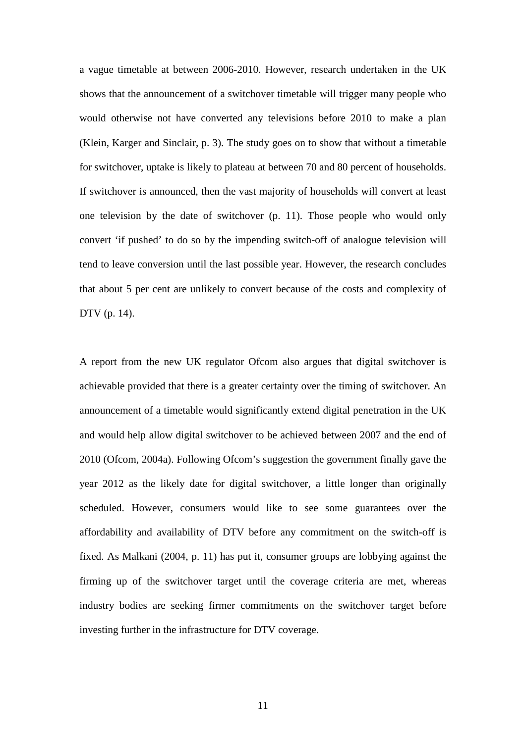a vague timetable at between 2006-2010. However, research undertaken in the UK shows that the announcement of a switchover timetable will trigger many people who would otherwise not have converted any televisions before 2010 to make a plan (Klein, Karger and Sinclair, p. 3). The study goes on to show that without a timetable for switchover, uptake is likely to plateau at between 70 and 80 percent of households. If switchover is announced, then the vast majority of households will convert at least one television by the date of switchover (p. 11). Those people who would only convert 'if pushed' to do so by the impending switch-off of analogue television will tend to leave conversion until the last possible year. However, the research concludes that about 5 per cent are unlikely to convert because of the costs and complexity of DTV (p. 14).

A report from the new UK regulator Ofcom also argues that digital switchover is achievable provided that there is a greater certainty over the timing of switchover. An announcement of a timetable would significantly extend digital penetration in the UK and would help allow digital switchover to be achieved between 2007 and the end of 2010 (Ofcom, 2004a). Following Ofcom's suggestion the government finally gave the year 2012 as the likely date for digital switchover, a little longer than originally scheduled. However, consumers would like to see some guarantees over the affordability and availability of DTV before any commitment on the switch-off is fixed. As Malkani (2004, p. 11) has put it, consumer groups are lobbying against the firming up of the switchover target until the coverage criteria are met, whereas industry bodies are seeking firmer commitments on the switchover target before investing further in the infrastructure for DTV coverage.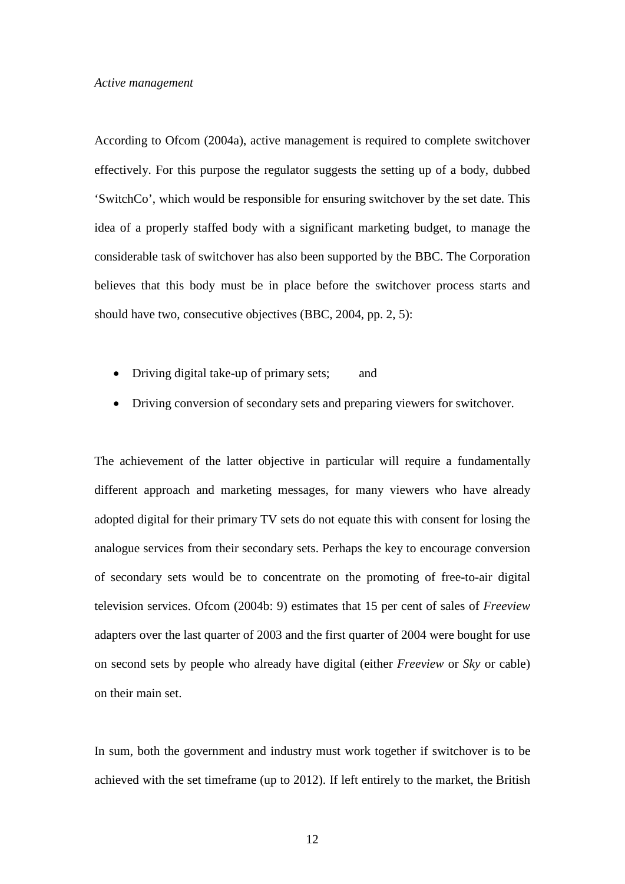*Active management*

According to Ofcom (2004a), active management is required to complete switchover effectively. For this purpose the regulator suggests the setting up of a body, dubbed 'SwitchCo', which would be responsible for ensuring switchover by the set date. This idea of a properly staffed body with a significant marketing budget, to manage the considerable task of switchover has also been supported by the BBC. The Corporation believes that this body must be in place before the switchover process starts and should have two, consecutive objectives (BBC, 2004, pp. 2, 5):

- Driving digital take-up of primary sets; and
- Driving conversion of secondary sets and preparing viewers for switchover.

The achievement of the latter objective in particular will require a fundamentally different approach and marketing messages, for many viewers who have already adopted digital for their primary TV sets do not equate this with consent for losing the analogue services from their secondary sets. Perhaps the key to encourage conversion of secondary sets would be to concentrate on the promoting of free-to-air digital television services. Ofcom (2004b: 9) estimates that 15 per cent of sales of *Freeview* adapters over the last quarter of 2003 and the first quarter of 2004 were bought for use on second sets by people who already have digital (either *Freeview* or *Sky* or cable) on their main set.

In sum, both the government and industry must work together if switchover is to be achieved with the set timeframe (up to 2012). If left entirely to the market, the British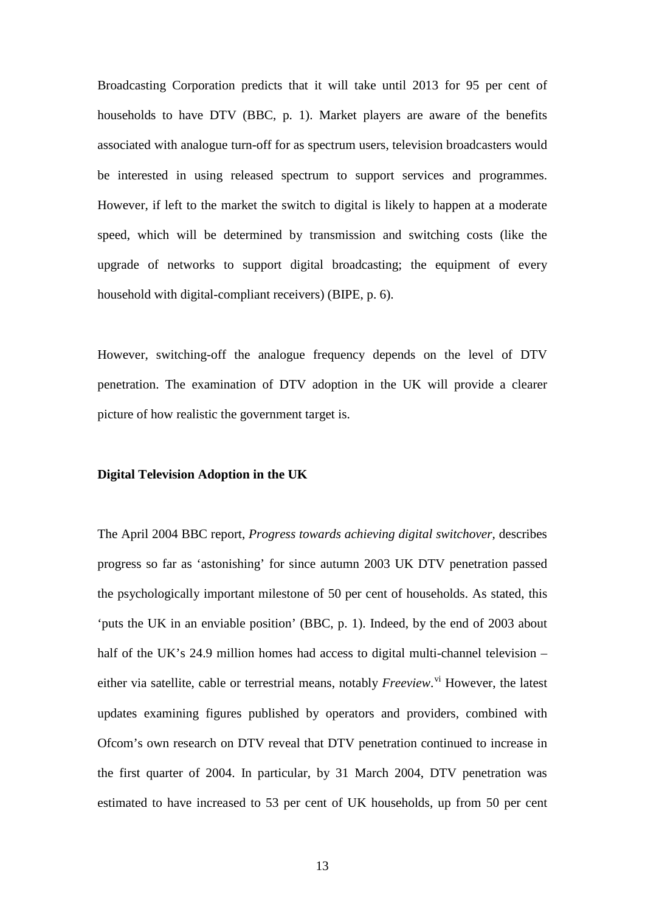Broadcasting Corporation predicts that it will take until 2013 for 95 per cent of households to have DTV (BBC, p. 1). Market players are aware of the benefits associated with analogue turn-off for as spectrum users, television broadcasters would be interested in using released spectrum to support services and programmes. However, if left to the market the switch to digital is likely to happen at a moderate speed, which will be determined by transmission and switching costs (like the upgrade of networks to support digital broadcasting; the equipment of every household with digital-compliant receivers) (BIPE, p. 6).

However, switching-off the analogue frequency depends on the level of DTV penetration. The examination of DTV adoption in the UK will provide a clearer picture of how realistic the government target is.

**Digital Television Adoption in the UK**

The April 2004 BBC report, *Progress towards achieving digital switchover*, describes progress so far as 'astonishing' for since autumn 2003 UK DTV penetration passed the psychologically important milestone of 50 per cent of households. As stated, this 'puts the UK in an enviable position' (BBC, p. 1). Indeed, by the end of 2003 about half of the UK's 24.9 million homes had access to digital multi-channel television – either via satellite, cable or terrestrial means, notably *Freeview*.[vi] However, the latest updates examining figures published by operators and providers, combined with Ofcom's own research on DTV reveal that DTV penetration continued to increase in the first quarter of 2004. In particular, by 31 March 2004, DTV penetration was estimated to have increased to 53 per cent of UK households, up from 50 per cent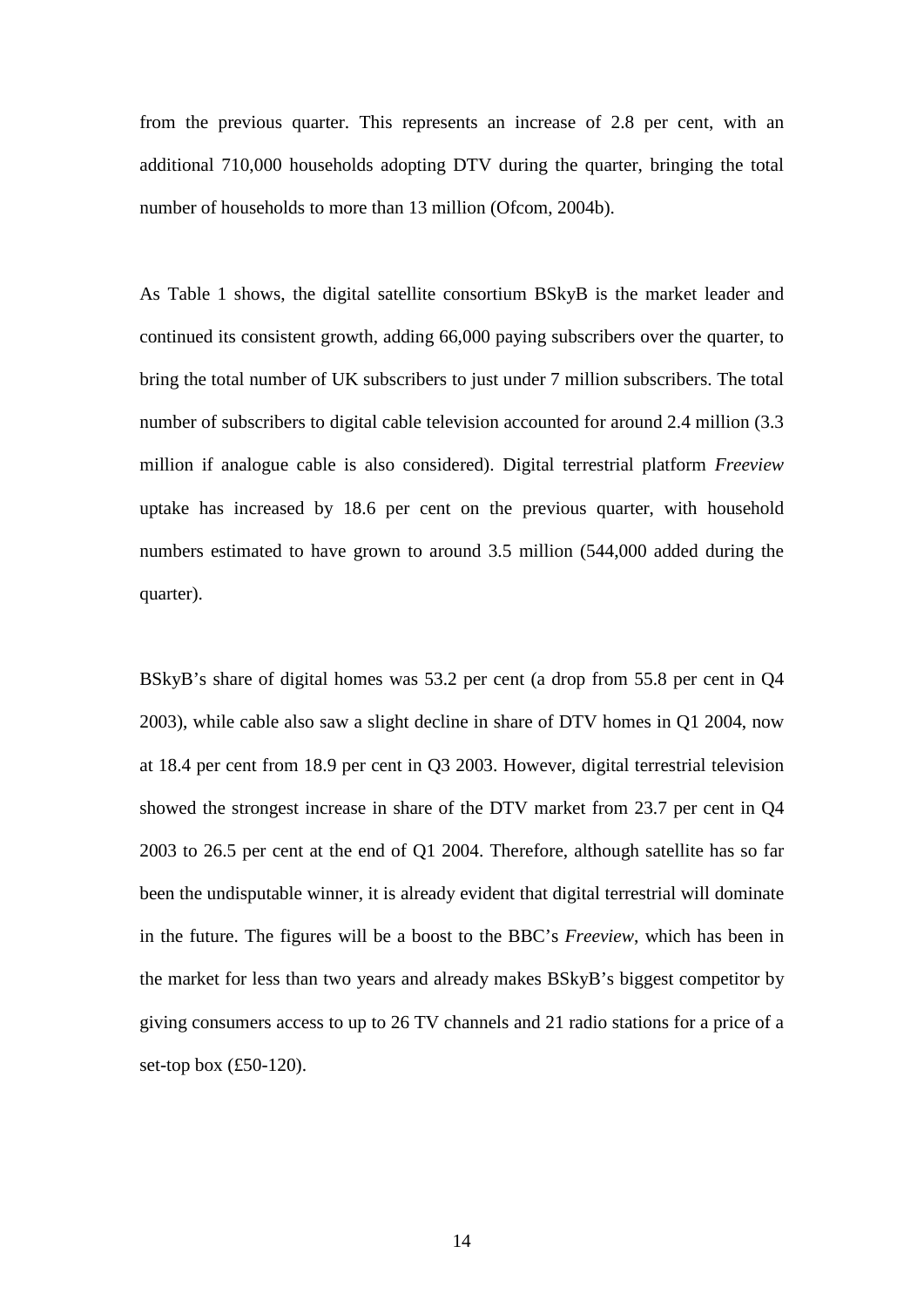from the previous quarter. This represents an increase of 2.8 per cent, with an additional 710,000 households adopting DTV during the quarter, bringing the total number of households to more than 13 million (Ofcom, 2004b).

As Table 1 shows, the digital satellite consortium BSkyB is the market leader and continued its consistent growth, adding 66,000 paying subscribers over the quarter, to bring the total number of UK subscribers to just under 7 million subscribers. The total number of subscribers to digital cable television accounted for around 2.4 million (3.3 million if analogue cable is also considered). Digital terrestrial platform *Freeview* uptake has increased by 18.6 per cent on the previous quarter, with household numbers estimated to have grown to around 3.5 million (544,000 added during the quarter).

BSkyB's share of digital homes was 53.2 per cent (a drop from 55.8 per cent in Q4 2003), while cable also saw a slight decline in share of DTV homes in Q1 2004, now at 18.4 per cent from 18.9 per cent in Q3 2003. However, digital terrestrial television showed the strongest increase in share of the DTV market from 23.7 per cent in Q4 2003 to 26.5 per cent at the end of Q1 2004. Therefore, although satellite has so far been the undisputable winner, it is already evident that digital terrestrial will dominate in the future. The figures will be a boost to the BBC's *Freeview*, which has been in the market for less than two years and already makes BSkyB's biggest competitor by giving consumers access to up to 26 TV channels and 21 radio stations for a price of a set-top box (£50-120).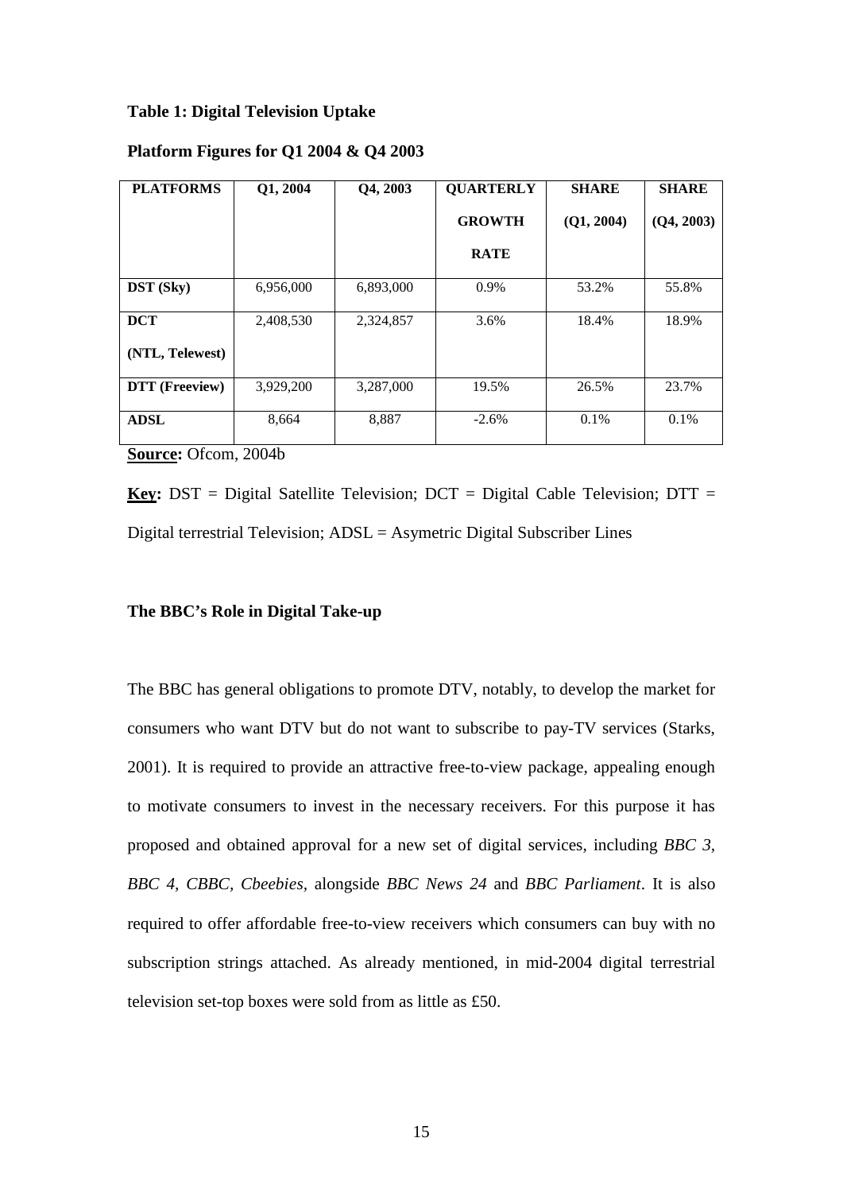**Table 1: Digital Television Uptake**

**Platform Figures for Q1 2004 & Q4 2003**

| PLATFORMS | Q1, 2004 | Q4, 2003 | QUARTERLY GROWTH RATE | SHARE (Q1, 2004) | SHARE (Q4, 2003) |
|---|---|---|---|---|---|
| **DST (Sky)** | 6,956,000 | 6,893,000 | 0.9% | 53.2% | 55.8% |
| **DCT (NTL, Telewest)** | 2,408,530 | 2,324,857 | 3.6% | 18.4% | 18.9% |
| **DTT (Freeview)** | 3,929,200 | 3,287,000 | 19.5% | 26.5% | 23.7% |
| **ADSL** | 8,664 | 8,887 | -2.6% | 0.1% | 0.1% |

**Source:** Ofcom, 2004b

**Key:** DST = Digital Satellite Television; DCT = Digital Cable Television; DTT = Digital terrestrial Television; ADSL = Asymetric Digital Subscriber Lines

**The BBC's Role in Digital Take-up**

The BBC has general obligations to promote DTV, notably, to develop the market for consumers who want DTV but do not want to subscribe to pay-TV services (Starks, 2001). It is required to provide an attractive free-to-view package, appealing enough to motivate consumers to invest in the necessary receivers. For this purpose it has proposed and obtained approval for a new set of digital services, including *BBC 3*, *BBC 4*, *CBBC*, *Cbeebies*, alongside *BBC News 24* and *BBC Parliament*. It is also required to offer affordable free-to-view receivers which consumers can buy with no subscription strings attached. As already mentioned, in mid-2004 digital terrestrial television set-top boxes were sold from as little as £50.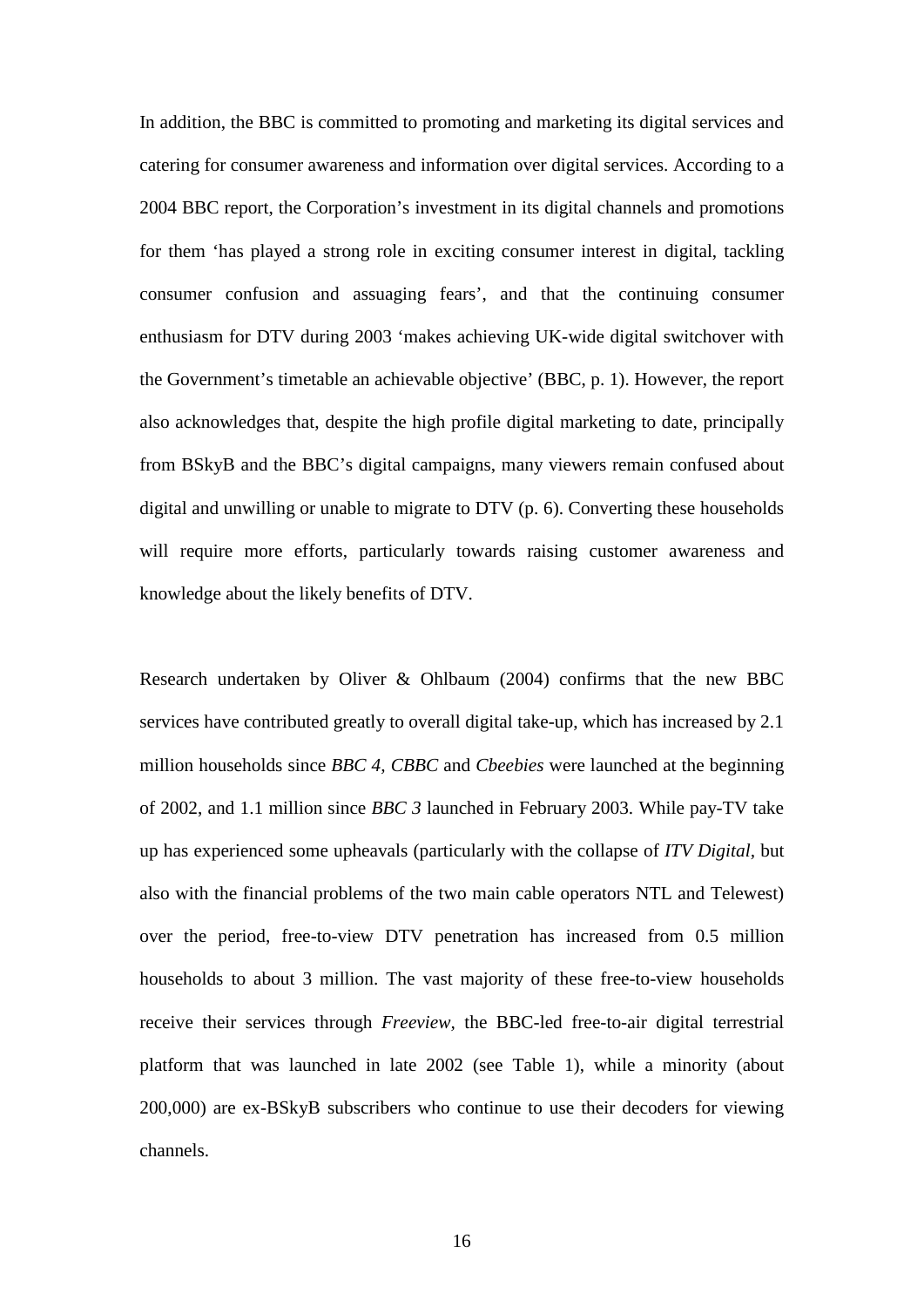In addition, the BBC is committed to promoting and marketing its digital services and catering for consumer awareness and information over digital services. According to a 2004 BBC report, the Corporation's investment in its digital channels and promotions for them 'has played a strong role in exciting consumer interest in digital, tackling consumer confusion and assuaging fears', and that the continuing consumer enthusiasm for DTV during 2003 'makes achieving UK-wide digital switchover with the Government's timetable an achievable objective' (BBC, p. 1). However, the report also acknowledges that, despite the high profile digital marketing to date, principally from BSkyB and the BBC's digital campaigns, many viewers remain confused about digital and unwilling or unable to migrate to DTV (p. 6). Converting these households will require more efforts, particularly towards raising customer awareness and knowledge about the likely benefits of DTV.

Research undertaken by Oliver & Ohlbaum (2004) confirms that the new BBC services have contributed greatly to overall digital take-up, which has increased by 2.1 million households since *BBC 4, CBBC* and *Cbeebies* were launched at the beginning of 2002, and 1.1 million since *BBC 3* launched in February 2003. While pay-TV take up has experienced some upheavals (particularly with the collapse of *ITV Digital*, but also with the financial problems of the two main cable operators NTL and Telewest) over the period, free-to-view DTV penetration has increased from 0.5 million households to about 3 million. The vast majority of these free-to-view households receive their services through *Freeview*, the BBC-led free-to-air digital terrestrial platform that was launched in late 2002 (see Table 1), while a minority (about 200,000) are ex-BSkyB subscribers who continue to use their decoders for viewing channels.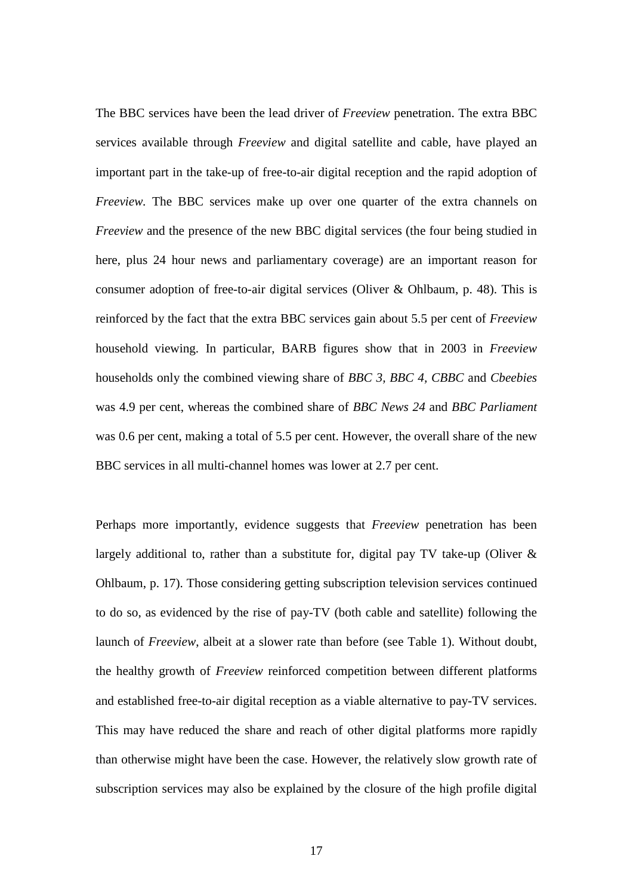The BBC services have been the lead driver of *Freeview* penetration. The extra BBC services available through *Freeview* and digital satellite and cable, have played an important part in the take-up of free-to-air digital reception and the rapid adoption of *Freeview*. The BBC services make up over one quarter of the extra channels on *Freeview* and the presence of the new BBC digital services (the four being studied in here, plus 24 hour news and parliamentary coverage) are an important reason for consumer adoption of free-to-air digital services (Oliver & Ohlbaum, p. 48). This is reinforced by the fact that the extra BBC services gain about 5.5 per cent of *Freeview* household viewing. In particular, BARB figures show that in 2003 in *Freeview* households only the combined viewing share of *BBC 3, BBC 4, CBBC* and *Cbeebies* was 4.9 per cent, whereas the combined share of *BBC News 24* and *BBC Parliament* was 0.6 per cent, making a total of 5.5 per cent. However, the overall share of the new BBC services in all multi-channel homes was lower at 2.7 per cent.

Perhaps more importantly, evidence suggests that *Freeview* penetration has been largely additional to, rather than a substitute for, digital pay TV take-up (Oliver & Ohlbaum, p. 17). Those considering getting subscription television services continued to do so, as evidenced by the rise of pay-TV (both cable and satellite) following the launch of *Freeview*, albeit at a slower rate than before (see Table 1). Without doubt, the healthy growth of *Freeview* reinforced competition between different platforms and established free-to-air digital reception as a viable alternative to pay-TV services. This may have reduced the share and reach of other digital platforms more rapidly than otherwise might have been the case. However, the relatively slow growth rate of subscription services may also be explained by the closure of the high profile digital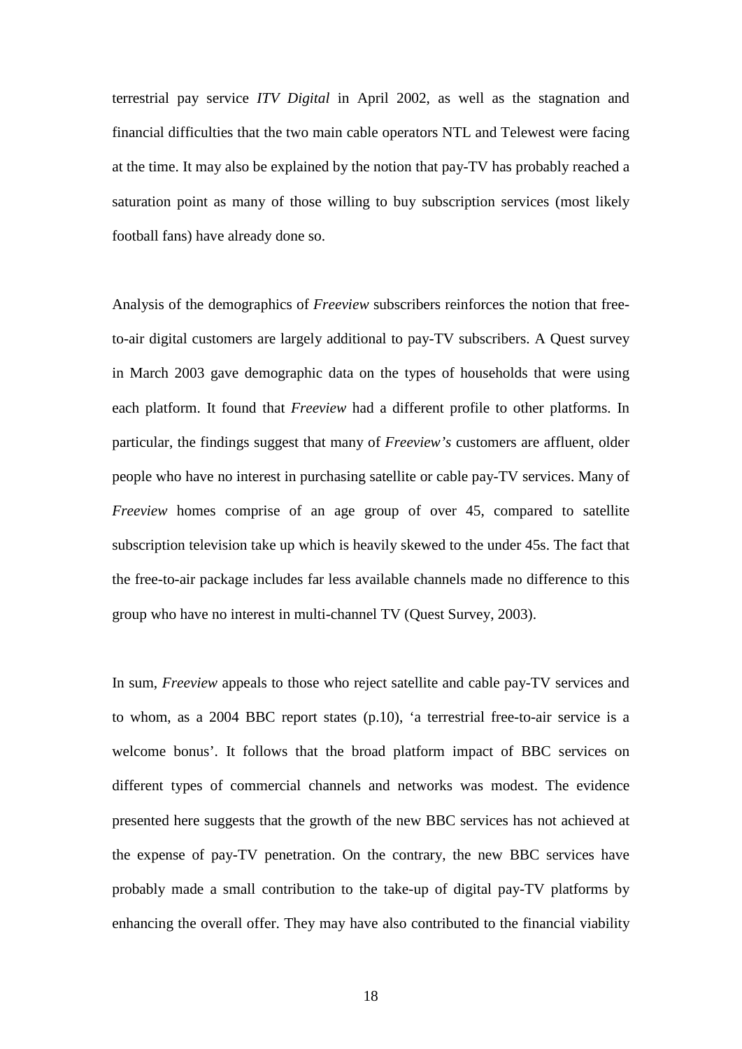terrestrial pay service *ITV Digital* in April 2002, as well as the stagnation and financial difficulties that the two main cable operators NTL and Telewest were facing at the time. It may also be explained by the notion that pay-TV has probably reached a saturation point as many of those willing to buy subscription services (most likely football fans) have already done so.

Analysis of the demographics of *Freeview* subscribers reinforces the notion that free-to-air digital customers are largely additional to pay-TV subscribers. A Quest survey in March 2003 gave demographic data on the types of households that were using each platform. It found that *Freeview* had a different profile to other platforms. In particular, the findings suggest that many of *Freeview's* customers are affluent, older people who have no interest in purchasing satellite or cable pay-TV services. Many of *Freeview* homes comprise of an age group of over 45, compared to satellite subscription television take up which is heavily skewed to the under 45s. The fact that the free-to-air package includes far less available channels made no difference to this group who have no interest in multi-channel TV (Quest Survey, 2003).

In sum, *Freeview* appeals to those who reject satellite and cable pay-TV services and to whom, as a 2004 BBC report states (p.10), 'a terrestrial free-to-air service is a welcome bonus'. It follows that the broad platform impact of BBC services on different types of commercial channels and networks was modest. The evidence presented here suggests that the growth of the new BBC services has not achieved at the expense of pay-TV penetration. On the contrary, the new BBC services have probably made a small contribution to the take-up of digital pay-TV platforms by enhancing the overall offer. They may have also contributed to the financial viability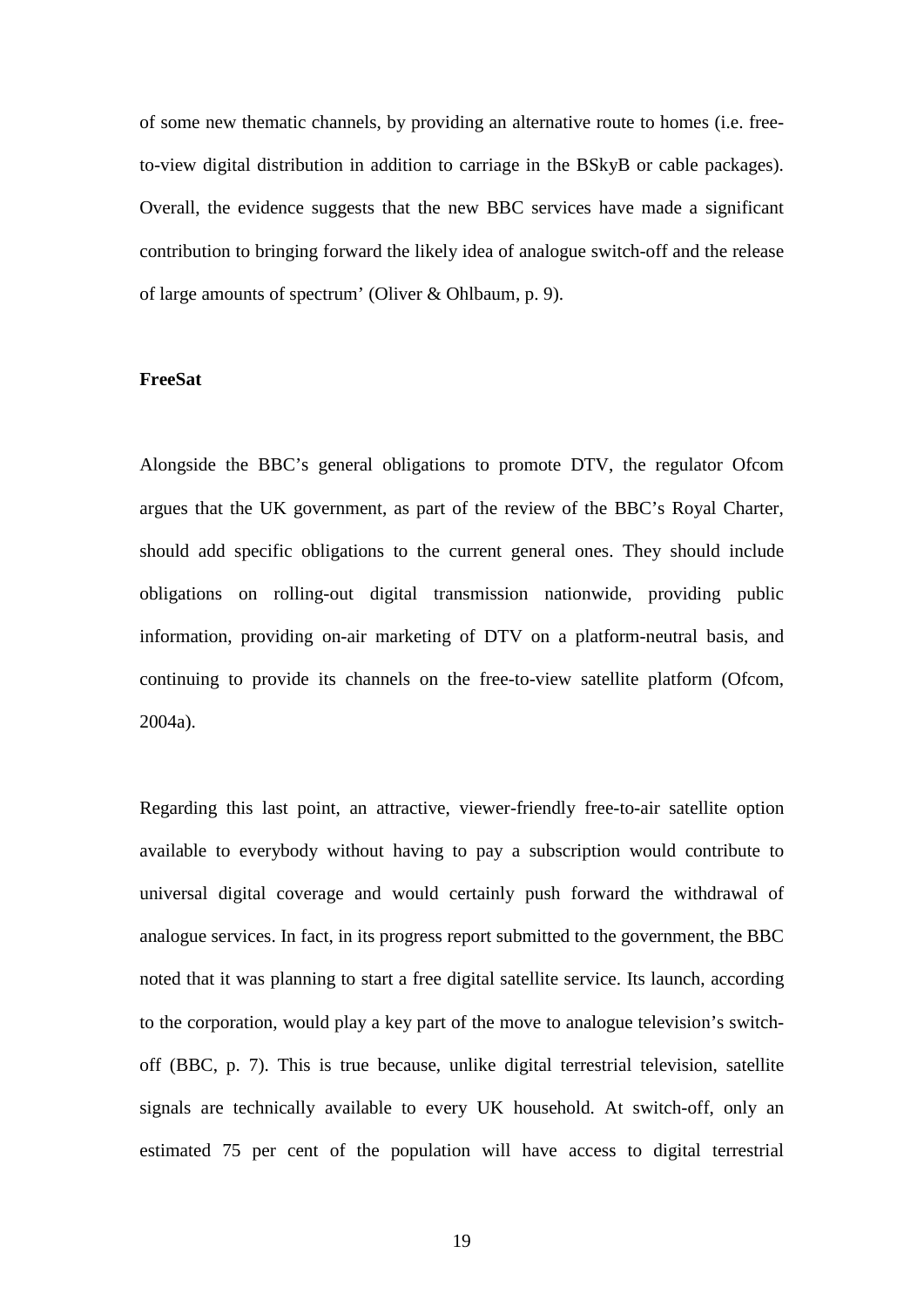of some new thematic channels, by providing an alternative route to homes (i.e. free-to-view digital distribution in addition to carriage in the BSkyB or cable packages). Overall, the evidence suggests that the new BBC services have made a significant contribution to bringing forward the likely idea of analogue switch-off and the release of large amounts of spectrum' (Oliver & Ohlbaum, p. 9).

**FreeSat**

Alongside the BBC's general obligations to promote DTV, the regulator Ofcom argues that the UK government, as part of the review of the BBC's Royal Charter, should add specific obligations to the current general ones. They should include obligations on rolling-out digital transmission nationwide, providing public information, providing on-air marketing of DTV on a platform-neutral basis, and continuing to provide its channels on the free-to-view satellite platform (Ofcom, 2004a).

Regarding this last point, an attractive, viewer-friendly free-to-air satellite option available to everybody without having to pay a subscription would contribute to universal digital coverage and would certainly push forward the withdrawal of analogue services. In fact, in its progress report submitted to the government, the BBC noted that it was planning to start a free digital satellite service. Its launch, according to the corporation, would play a key part of the move to analogue television's switch-off (BBC, p. 7). This is true because, unlike digital terrestrial television, satellite signals are technically available to every UK household. At switch-off, only an estimated 75 per cent of the population will have access to digital terrestrial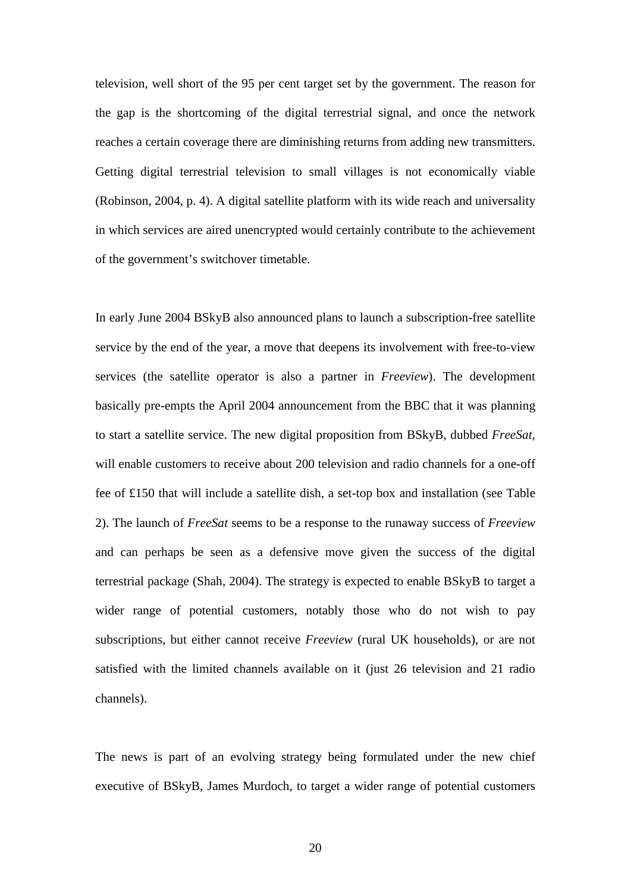television, well short of the 95 per cent target set by the government. The reason for the gap is the shortcoming of the digital terrestrial signal, and once the network reaches a certain coverage there are diminishing returns from adding new transmitters. Getting digital terrestrial television to small villages is not economically viable (Robinson, 2004, p. 4). A digital satellite platform with its wide reach and universality in which services are aired unencrypted would certainly contribute to the achievement of the government's switchover timetable.

In early June 2004 BSkyB also announced plans to launch a subscription-free satellite service by the end of the year, a move that deepens its involvement with free-to-view services (the satellite operator is also a partner in *Freeview*). The development basically pre-empts the April 2004 announcement from the BBC that it was planning to start a satellite service. The new digital proposition from BSkyB, dubbed *FreeSat*, will enable customers to receive about 200 television and radio channels for a one-off fee of £150 that will include a satellite dish, a set-top box and installation (see Table 2). The launch of *FreeSat* seems to be a response to the runaway success of *Freeview* and can perhaps be seen as a defensive move given the success of the digital terrestrial package (Shah, 2004). The strategy is expected to enable BSkyB to target a wider range of potential customers, notably those who do not wish to pay subscriptions, but either cannot receive *Freeview* (rural UK households), or are not satisfied with the limited channels available on it (just 26 television and 21 radio channels).

The news is part of an evolving strategy being formulated under the new chief executive of BSkyB, James Murdoch, to target a wider range of potential customers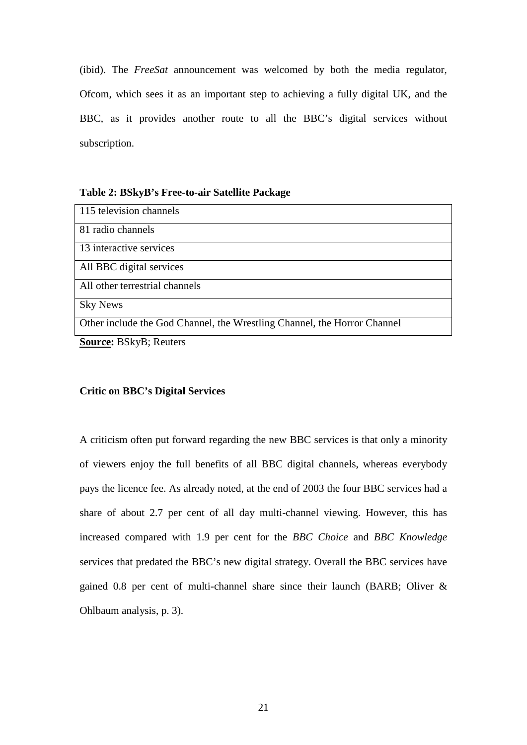(ibid). The *FreeSat* announcement was welcomed by both the media regulator, Ofcom, which sees it as an important step to achieving a fully digital UK, and the BBC, as it provides another route to all the BBC's digital services without subscription.

**Table 2: BSkyB's Free-to-air Satellite Package**

| |
|---|
| 115 television channels |
| 81 radio channels |
| 13 interactive services |
| All BBC digital services |
| All other terrestrial channels |
| Sky News |
| Other include the God Channel, the Wrestling Channel, the Horror Channel |

**Source:** BSkyB; Reuters

**Critic on BBC's Digital Services**

A criticism often put forward regarding the new BBC services is that only a minority of viewers enjoy the full benefits of all BBC digital channels, whereas everybody pays the licence fee. As already noted, at the end of 2003 the four BBC services had a share of about 2.7 per cent of all day multi-channel viewing. However, this has increased compared with 1.9 per cent for the *BBC Choice* and *BBC Knowledge* services that predated the BBC's new digital strategy. Overall the BBC services have gained 0.8 per cent of multi-channel share since their launch (BARB; Oliver & Ohlbaum analysis, p. 3).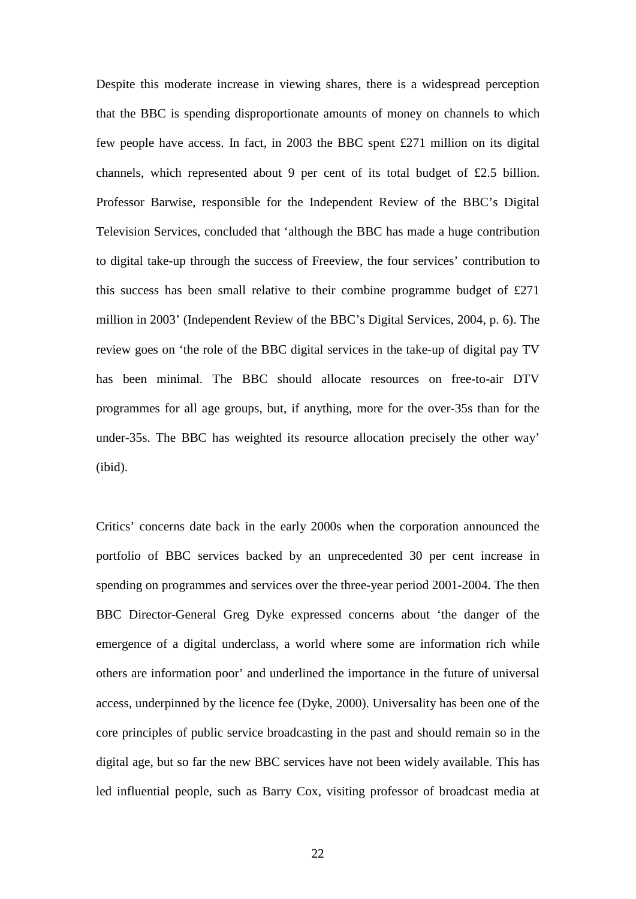Despite this moderate increase in viewing shares, there is a widespread perception that the BBC is spending disproportionate amounts of money on channels to which few people have access. In fact, in 2003 the BBC spent £271 million on its digital channels, which represented about 9 per cent of its total budget of £2.5 billion. Professor Barwise, responsible for the Independent Review of the BBC's Digital Television Services, concluded that 'although the BBC has made a huge contribution to digital take-up through the success of Freeview, the four services' contribution to this success has been small relative to their combine programme budget of £271 million in 2003' (Independent Review of the BBC's Digital Services, 2004, p. 6). The review goes on 'the role of the BBC digital services in the take-up of digital pay TV has been minimal. The BBC should allocate resources on free-to-air DTV programmes for all age groups, but, if anything, more for the over-35s than for the under-35s. The BBC has weighted its resource allocation precisely the other way' (ibid).

Critics' concerns date back in the early 2000s when the corporation announced the portfolio of BBC services backed by an unprecedented 30 per cent increase in spending on programmes and services over the three-year period 2001-2004. The then BBC Director-General Greg Dyke expressed concerns about 'the danger of the emergence of a digital underclass, a world where some are information rich while others are information poor' and underlined the importance in the future of universal access, underpinned by the licence fee (Dyke, 2000). Universality has been one of the core principles of public service broadcasting in the past and should remain so in the digital age, but so far the new BBC services have not been widely available. This has led influential people, such as Barry Cox, visiting professor of broadcast media at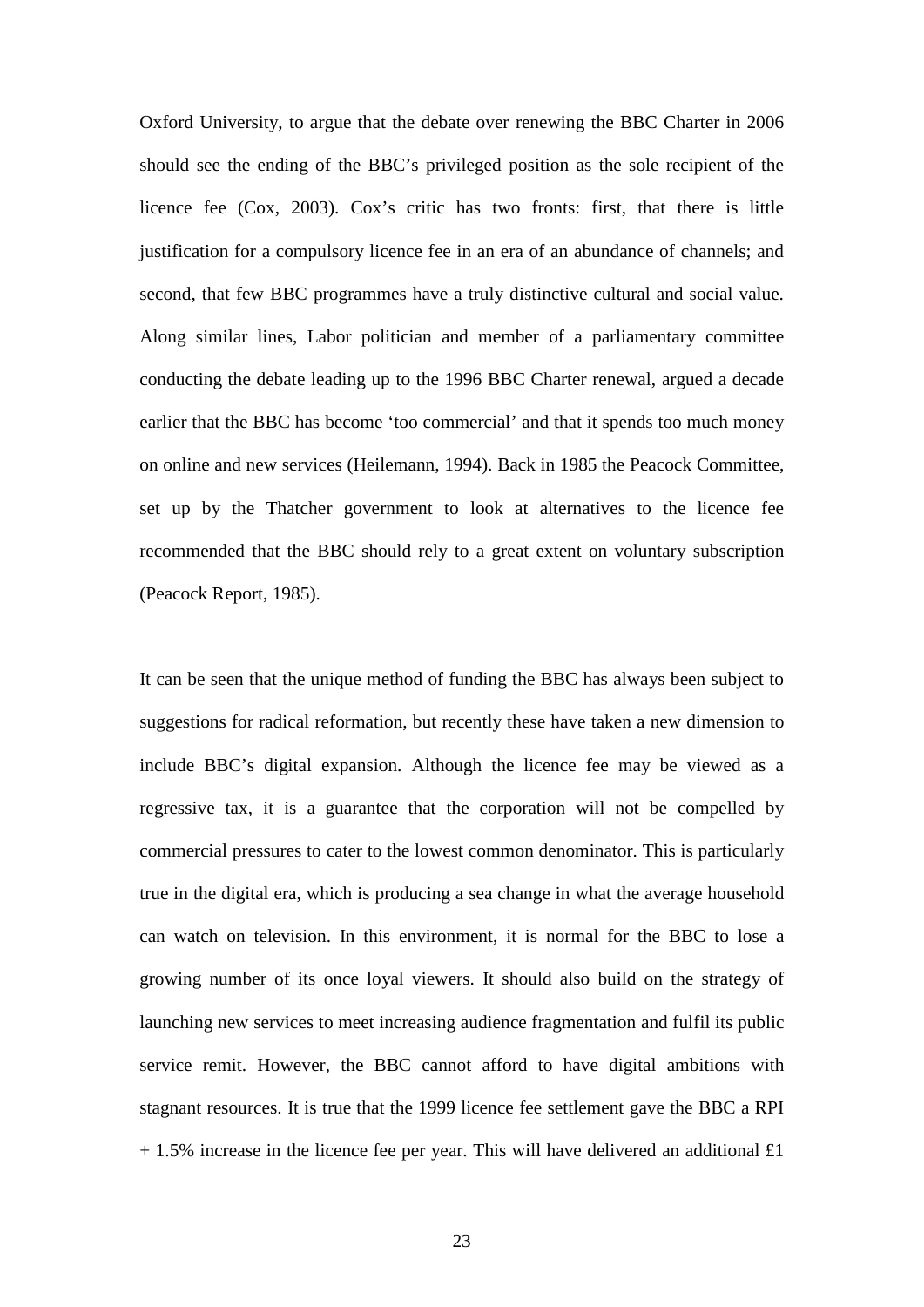Oxford University, to argue that the debate over renewing the BBC Charter in 2006 should see the ending of the BBC's privileged position as the sole recipient of the licence fee (Cox, 2003). Cox's critic has two fronts: first, that there is little justification for a compulsory licence fee in an era of an abundance of channels; and second, that few BBC programmes have a truly distinctive cultural and social value. Along similar lines, Labor politician and member of a parliamentary committee conducting the debate leading up to the 1996 BBC Charter renewal, argued a decade earlier that the BBC has become 'too commercial' and that it spends too much money on online and new services (Heilemann, 1994). Back in 1985 the Peacock Committee, set up by the Thatcher government to look at alternatives to the licence fee recommended that the BBC should rely to a great extent on voluntary subscription (Peacock Report, 1985).

It can be seen that the unique method of funding the BBC has always been subject to suggestions for radical reformation, but recently these have taken a new dimension to include BBC's digital expansion. Although the licence fee may be viewed as a regressive tax, it is a guarantee that the corporation will not be compelled by commercial pressures to cater to the lowest common denominator. This is particularly true in the digital era, which is producing a sea change in what the average household can watch on television. In this environment, it is normal for the BBC to lose a growing number of its once loyal viewers. It should also build on the strategy of launching new services to meet increasing audience fragmentation and fulfil its public service remit. However, the BBC cannot afford to have digital ambitions with stagnant resources. It is true that the 1999 licence fee settlement gave the BBC a RPI + 1.5% increase in the licence fee per year. This will have delivered an additional £1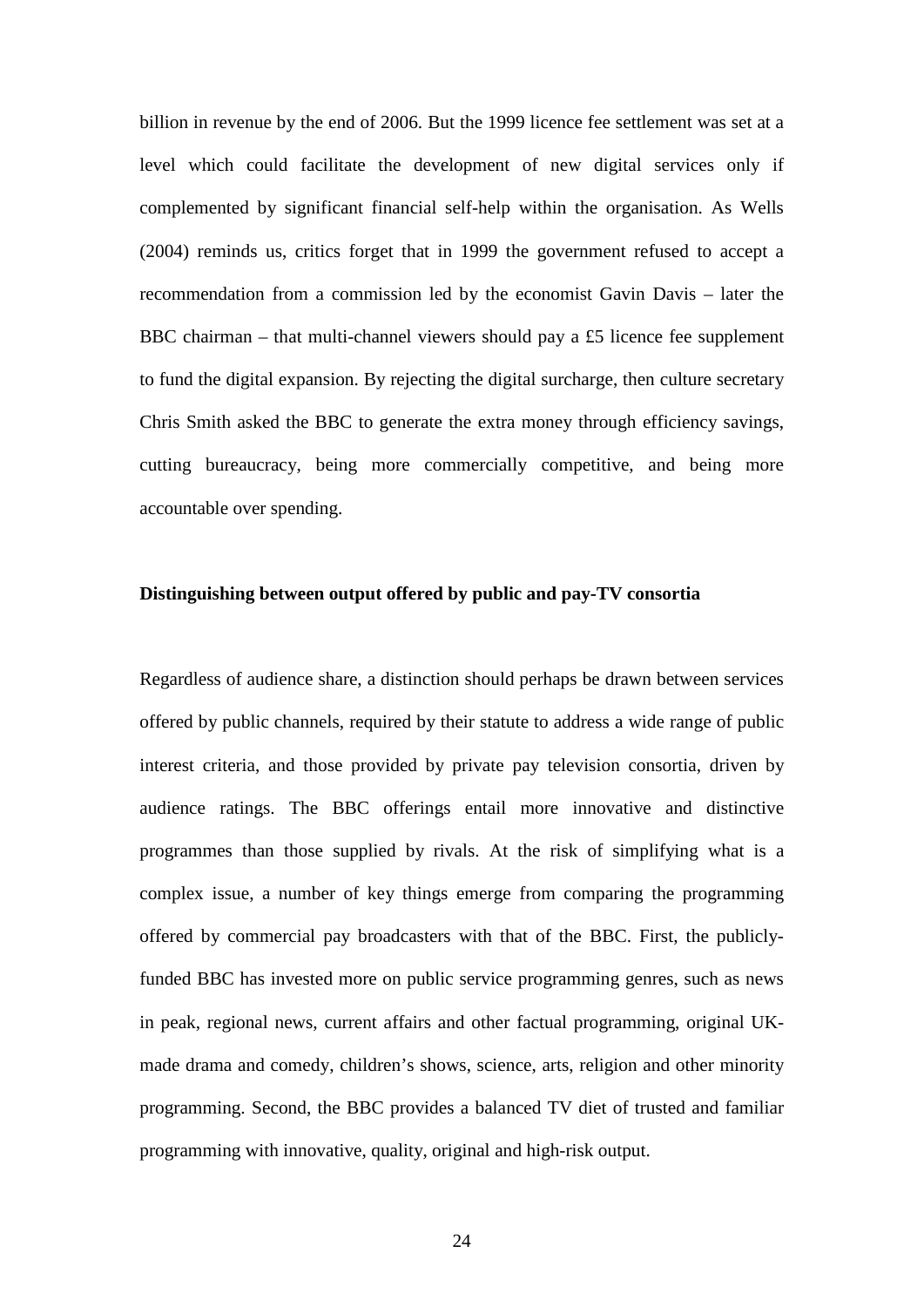billion in revenue by the end of 2006. But the 1999 licence fee settlement was set at a level which could facilitate the development of new digital services only if complemented by significant financial self-help within the organisation. As Wells (2004) reminds us, critics forget that in 1999 the government refused to accept a recommendation from a commission led by the economist Gavin Davis – later the BBC chairman – that multi-channel viewers should pay a £5 licence fee supplement to fund the digital expansion. By rejecting the digital surcharge, then culture secretary Chris Smith asked the BBC to generate the extra money through efficiency savings, cutting bureaucracy, being more commercially competitive, and being more accountable over spending.

**Distinguishing between output offered by public and pay-TV consortia**

Regardless of audience share, a distinction should perhaps be drawn between services offered by public channels, required by their statute to address a wide range of public interest criteria, and those provided by private pay television consortia, driven by audience ratings. The BBC offerings entail more innovative and distinctive programmes than those supplied by rivals. At the risk of simplifying what is a complex issue, a number of key things emerge from comparing the programming offered by commercial pay broadcasters with that of the BBC. First, the publicly-funded BBC has invested more on public service programming genres, such as news in peak, regional news, current affairs and other factual programming, original UK-made drama and comedy, children's shows, science, arts, religion and other minority programming. Second, the BBC provides a balanced TV diet of trusted and familiar programming with innovative, quality, original and high-risk output.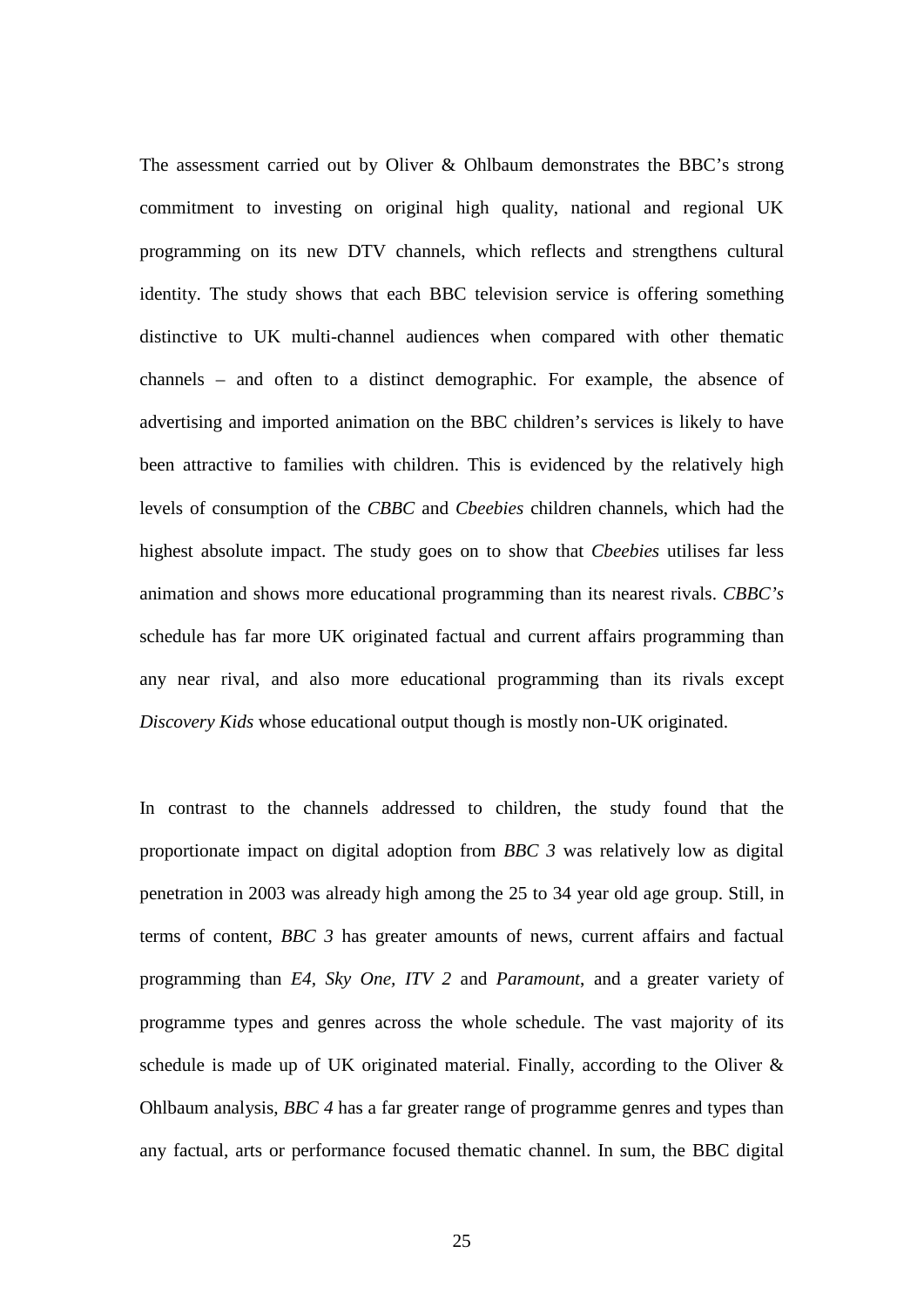The assessment carried out by Oliver & Ohlbaum demonstrates the BBC's strong commitment to investing on original high quality, national and regional UK programming on its new DTV channels, which reflects and strengthens cultural identity. The study shows that each BBC television service is offering something distinctive to UK multi-channel audiences when compared with other thematic channels – and often to a distinct demographic. For example, the absence of advertising and imported animation on the BBC children's services is likely to have been attractive to families with children. This is evidenced by the relatively high levels of consumption of the *CBBC* and *Cbeebies* children channels, which had the highest absolute impact. The study goes on to show that *Cbeebies* utilises far less animation and shows more educational programming than its nearest rivals. *CBBC's* schedule has far more UK originated factual and current affairs programming than any near rival, and also more educational programming than its rivals except *Discovery Kids* whose educational output though is mostly non-UK originated.

In contrast to the channels addressed to children, the study found that the proportionate impact on digital adoption from *BBC 3* was relatively low as digital penetration in 2003 was already high among the 25 to 34 year old age group. Still, in terms of content, *BBC 3* has greater amounts of news, current affairs and factual programming than *E4, Sky One, ITV 2* and *Paramount*, and a greater variety of programme types and genres across the whole schedule. The vast majority of its schedule is made up of UK originated material. Finally, according to the Oliver & Ohlbaum analysis, *BBC 4* has a far greater range of programme genres and types than any factual, arts or performance focused thematic channel. In sum, the BBC digital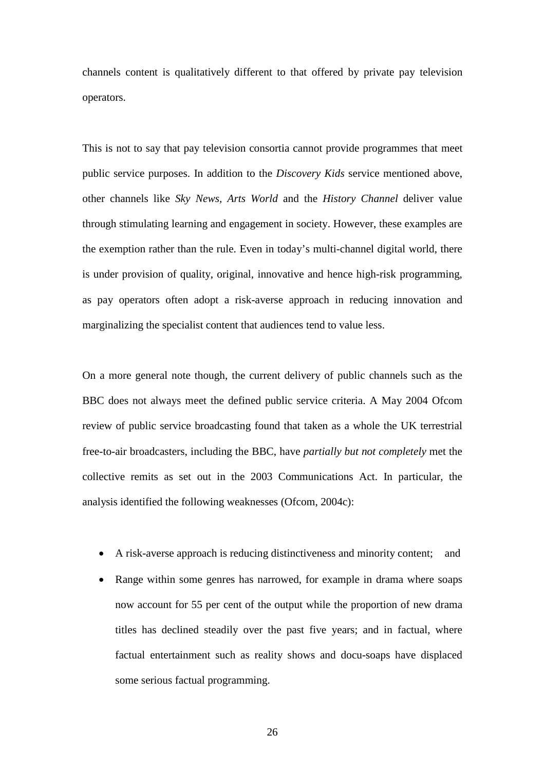channels content is qualitatively different to that offered by private pay television operators.

This is not to say that pay television consortia cannot provide programmes that meet public service purposes. In addition to the *Discovery Kids* service mentioned above, other channels like *Sky News*, *Arts World* and the *History Channel* deliver value through stimulating learning and engagement in society. However, these examples are the exemption rather than the rule. Even in today's multi-channel digital world, there is under provision of quality, original, innovative and hence high-risk programming, as pay operators often adopt a risk-averse approach in reducing innovation and marginalizing the specialist content that audiences tend to value less.

On a more general note though, the current delivery of public channels such as the BBC does not always meet the defined public service criteria. A May 2004 Ofcom review of public service broadcasting found that taken as a whole the UK terrestrial free-to-air broadcasters, including the BBC, have *partially but not completely* met the collective remits as set out in the 2003 Communications Act. In particular, the analysis identified the following weaknesses (Ofcom, 2004c):

- A risk-averse approach is reducing distinctiveness and minority content; and
- Range within some genres has narrowed, for example in drama where soaps now account for 55 per cent of the output while the proportion of new drama titles has declined steadily over the past five years; and in factual, where factual entertainment such as reality shows and docu-soaps have displaced some serious factual programming.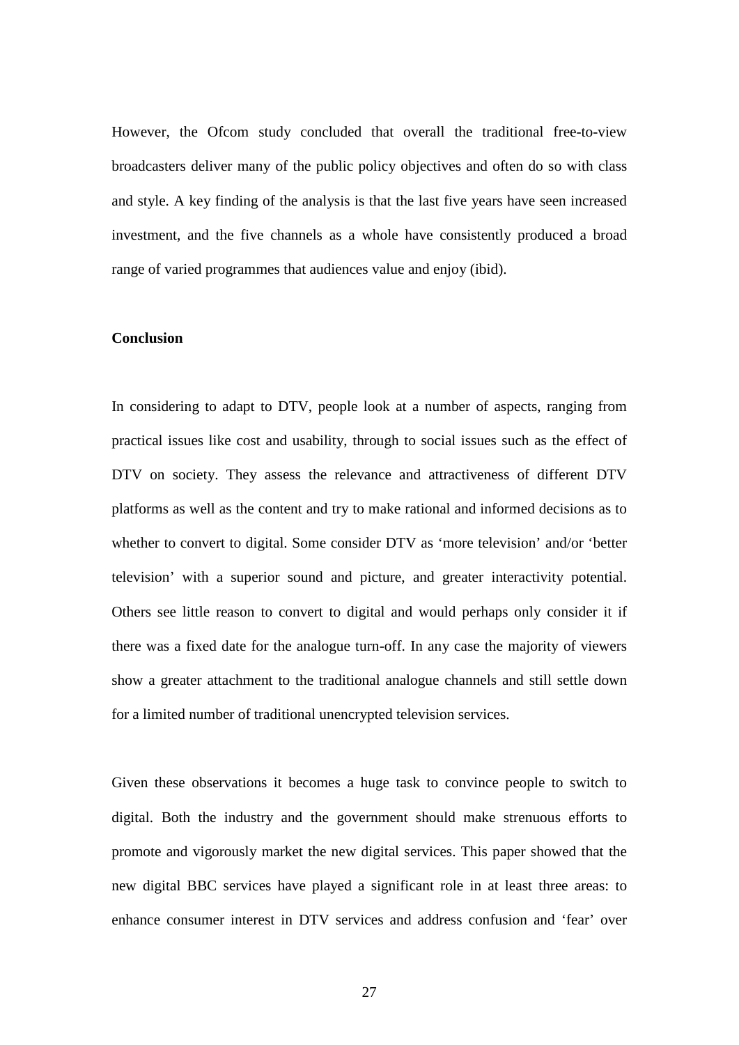However, the Ofcom study concluded that overall the traditional free-to-view broadcasters deliver many of the public policy objectives and often do so with class and style. A key finding of the analysis is that the last five years have seen increased investment, and the five channels as a whole have consistently produced a broad range of varied programmes that audiences value and enjoy (ibid).

## Conclusion

In considering to adapt to DTV, people look at a number of aspects, ranging from practical issues like cost and usability, through to social issues such as the effect of DTV on society. They assess the relevance and attractiveness of different DTV platforms as well as the content and try to make rational and informed decisions as to whether to convert to digital. Some consider DTV as 'more television' and/or 'better television' with a superior sound and picture, and greater interactivity potential. Others see little reason to convert to digital and would perhaps only consider it if there was a fixed date for the analogue turn-off. In any case the majority of viewers show a greater attachment to the traditional analogue channels and still settle down for a limited number of traditional unencrypted television services.

Given these observations it becomes a huge task to convince people to switch to digital. Both the industry and the government should make strenuous efforts to promote and vigorously market the new digital services. This paper showed that the new digital BBC services have played a significant role in at least three areas: to enhance consumer interest in DTV services and address confusion and 'fear' over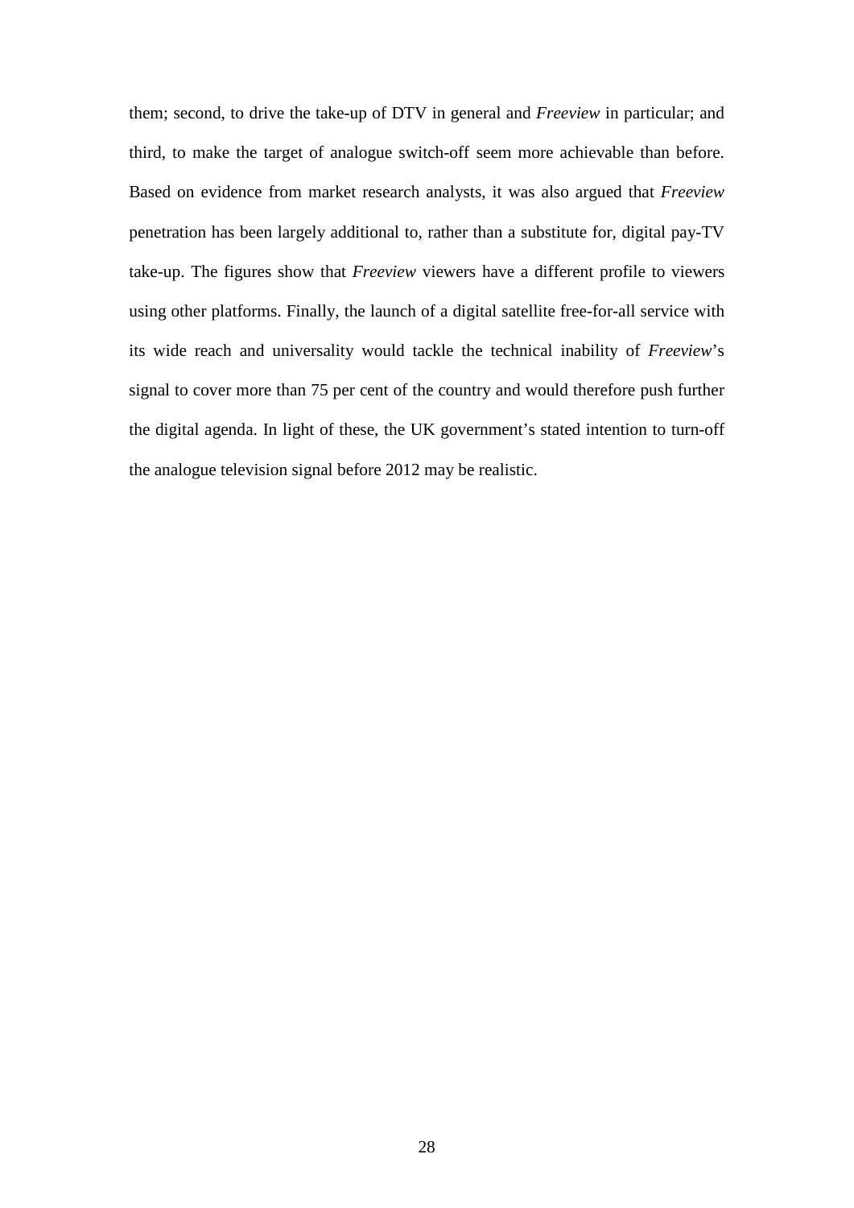them; second, to drive the take-up of DTV in general and *Freeview* in particular; and third, to make the target of analogue switch-off seem more achievable than before. Based on evidence from market research analysts, it was also argued that *Freeview* penetration has been largely additional to, rather than a substitute for, digital pay-TV take-up. The figures show that *Freeview* viewers have a different profile to viewers using other platforms. Finally, the launch of a digital satellite free-for-all service with its wide reach and universality would tackle the technical inability of *Freeview*'s signal to cover more than 75 per cent of the country and would therefore push further the digital agenda. In light of these, the UK government's stated intention to turn-off the analogue television signal before 2012 may be realistic.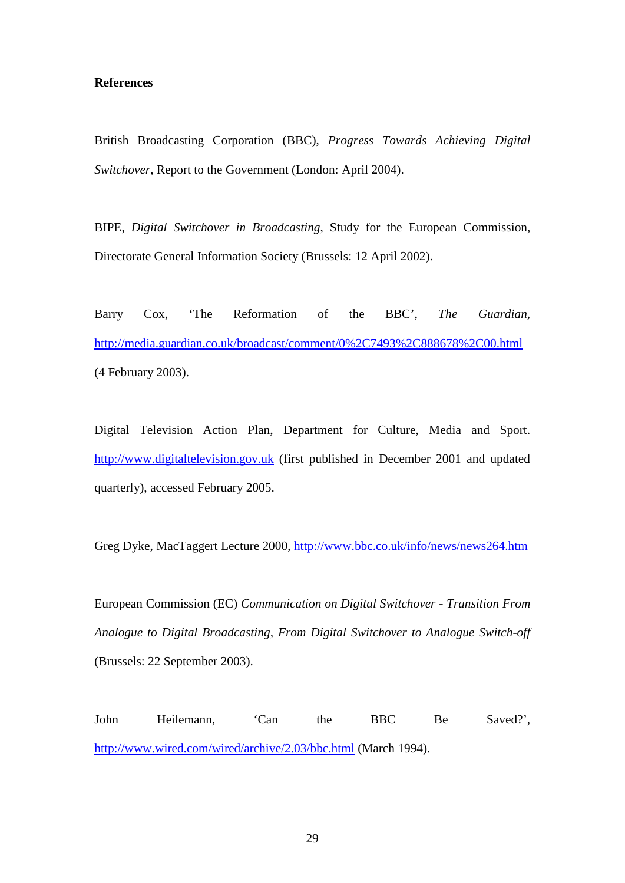**References**

British Broadcasting Corporation (BBC), *Progress Towards Achieving Digital Switchover*, Report to the Government (London: April 2004).

BIPE, *Digital Switchover in Broadcasting*, Study for the European Commission, Directorate General Information Society (Brussels: 12 April 2002).

Barry Cox, 'The Reformation of the BBC', *The Guardian*, http://media.guardian.co.uk/broadcast/comment/0%2C7493%2C888678%2C00.html (4 February 2003).

Digital Television Action Plan, Department for Culture, Media and Sport. http://www.digitaltelevision.gov.uk (first published in December 2001 and updated quarterly), accessed February 2005.

Greg Dyke, MacTaggert Lecture 2000, http://www.bbc.co.uk/info/news/news264.htm

European Commission (EC) *Communication on Digital Switchover - Transition From Analogue to Digital Broadcasting, From Digital Switchover to Analogue Switch-off* (Brussels: 22 September 2003).

John Heilemann, 'Can the BBC Be Saved?', http://www.wired.com/wired/archive/2.03/bbc.html (March 1994).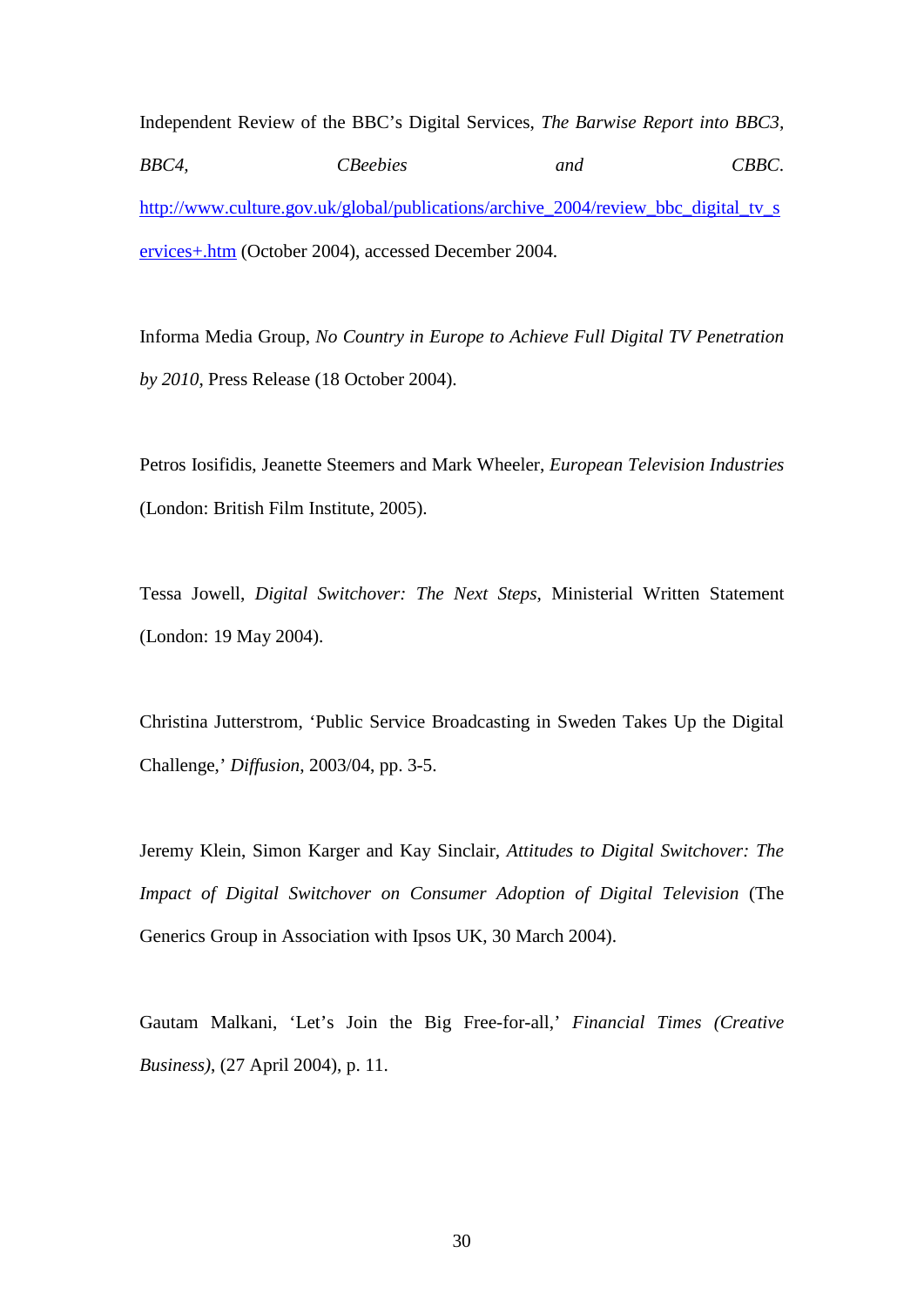Independent Review of the BBC's Digital Services, *The Barwise Report into BBC3, BBC4, CBeebies and CBBC.* http://www.culture.gov.uk/global/publications/archive_2004/review_bbc_digital_tv_services+.htm (October 2004), accessed December 2004.

Informa Media Group, *No Country in Europe to Achieve Full Digital TV Penetration by 2010*, Press Release (18 October 2004).

Petros Iosifidis, Jeanette Steemers and Mark Wheeler, *European Television Industries* (London: British Film Institute, 2005).

Tessa Jowell, *Digital Switchover: The Next Steps*, Ministerial Written Statement (London: 19 May 2004).

Christina Jutterstrom, 'Public Service Broadcasting in Sweden Takes Up the Digital Challenge,' *Diffusion*, 2003/04, pp. 3-5.

Jeremy Klein, Simon Karger and Kay Sinclair, *Attitudes to Digital Switchover: The Impact of Digital Switchover on Consumer Adoption of Digital Television* (The Generics Group in Association with Ipsos UK, 30 March 2004).

Gautam Malkani, 'Let's Join the Big Free-for-all,' *Financial Times (Creative Business)*, (27 April 2004), p. 11.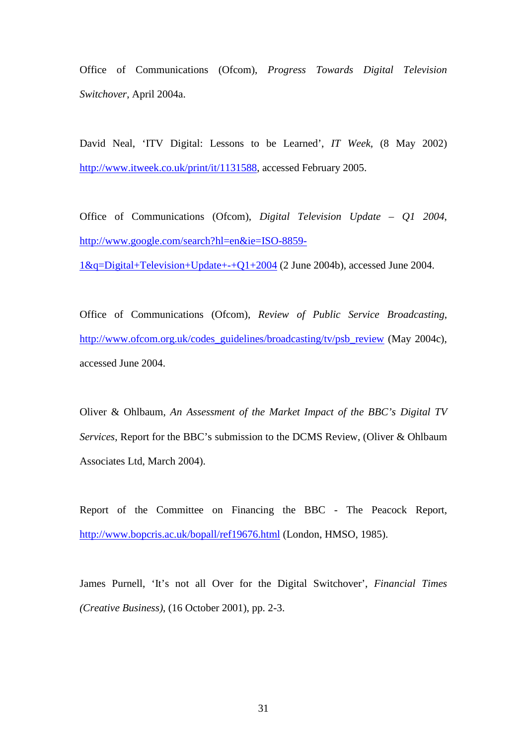Office of Communications (Ofcom), *Progress Towards Digital Television Switchover*, April 2004a.

David Neal, 'ITV Digital: Lessons to be Learned', *IT Week*, (8 May 2002) http://www.itweek.co.uk/print/it/1131588, accessed February 2005.

Office of Communications (Ofcom), *Digital Television Update – Q1 2004*, http://www.google.com/search?hl=en&ie=ISO-8859-1&q=Digital+Television+Update+-+Q1+2004 (2 June 2004b), accessed June 2004.

Office of Communications (Ofcom), *Review of Public Service Broadcasting*, http://www.ofcom.org.uk/codes_guidelines/broadcasting/tv/psb_review (May 2004c), accessed June 2004.

Oliver & Ohlbaum, *An Assessment of the Market Impact of the BBC's Digital TV Services*, Report for the BBC's submission to the DCMS Review, (Oliver & Ohlbaum Associates Ltd, March 2004).

Report of the Committee on Financing the BBC - The Peacock Report, http://www.bopcris.ac.uk/bopall/ref19676.html (London, HMSO, 1985).

James Purnell, 'It's not all Over for the Digital Switchover', *Financial Times (Creative Business)*, (16 October 2001), pp. 2-3.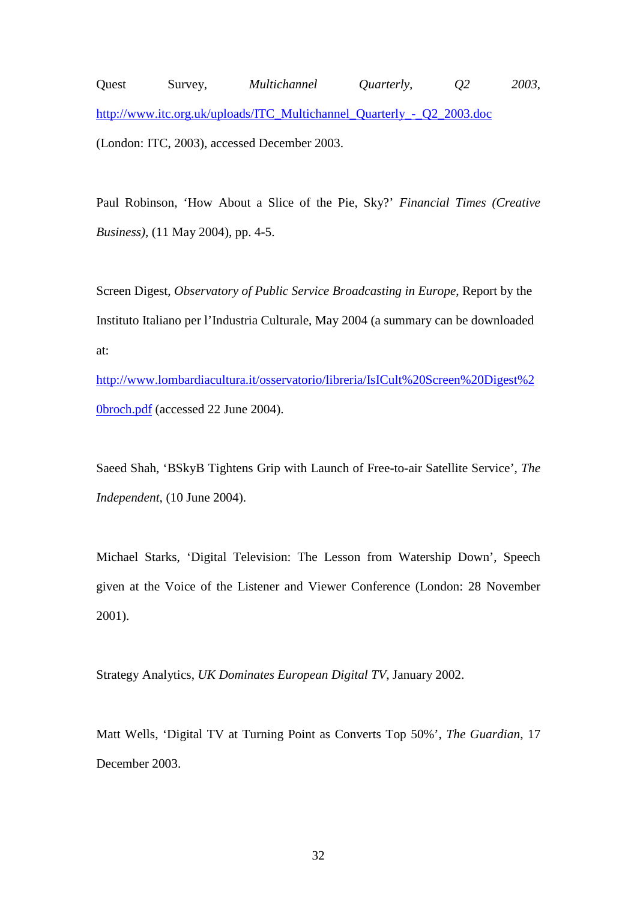Quest Survey, *Multichannel Quarterly, Q2 2003*, http://www.itc.org.uk/uploads/ITC_Multichannel_Quarterly_-_Q2_2003.doc (London: ITC, 2003), accessed December 2003.

Paul Robinson, 'How About a Slice of the Pie, Sky?' *Financial Times (Creative Business)*, (11 May 2004), pp. 4-5.

Screen Digest, *Observatory of Public Service Broadcasting in Europe*, Report by the Instituto Italiano per l'Industria Culturale, May 2004 (a summary can be downloaded at: http://www.lombardiacultura.it/osservatorio/libreria/IsICult%20Screen%20Digest%20broch.pdf (accessed 22 June 2004).

Saeed Shah, 'BSkyB Tightens Grip with Launch of Free-to-air Satellite Service', *The Independent*, (10 June 2004).

Michael Starks, 'Digital Television: The Lesson from Watership Down', Speech given at the Voice of the Listener and Viewer Conference (London: 28 November 2001).

Strategy Analytics, *UK Dominates European Digital TV*, January 2002.

Matt Wells, 'Digital TV at Turning Point as Converts Top 50%', *The Guardian*, 17 December 2003.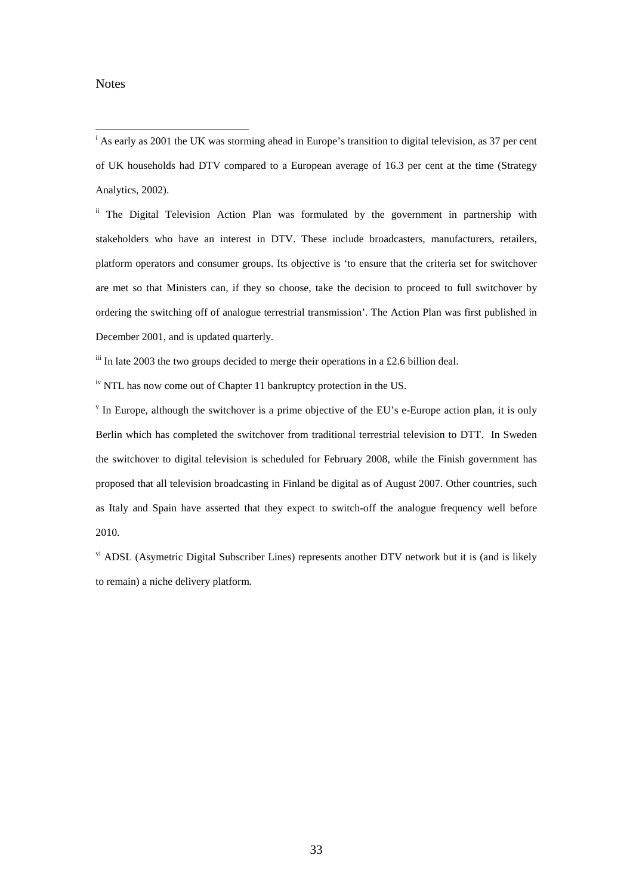Notes

[i] As early as 2001 the UK was storming ahead in Europe's transition to digital television, as 37 per cent of UK households had DTV compared to a European average of 16.3 per cent at the time (Strategy Analytics, 2002).

[ii] The Digital Television Action Plan was formulated by the government in partnership with stakeholders who have an interest in DTV. These include broadcasters, manufacturers, retailers, platform operators and consumer groups. Its objective is 'to ensure that the criteria set for switchover are met so that Ministers can, if they so choose, take the decision to proceed to full switchover by ordering the switching off of analogue terrestrial transmission'. The Action Plan was first published in December 2001, and is updated quarterly.

[iii] In late 2003 the two groups decided to merge their operations in a £2.6 billion deal.

[iv] NTL has now come out of Chapter 11 bankruptcy protection in the US.

[v] In Europe, although the switchover is a prime objective of the EU's e-Europe action plan, it is only Berlin which has completed the switchover from traditional terrestrial television to DTT. In Sweden the switchover to digital television is scheduled for February 2008, while the Finish government has proposed that all television broadcasting in Finland be digital as of August 2007. Other countries, such as Italy and Spain have asserted that they expect to switch-off the analogue frequency well before 2010.

[vi] ADSL (Asymetric Digital Subscriber Lines) represents another DTV network but it is (and is likely to remain) a niche delivery platform.